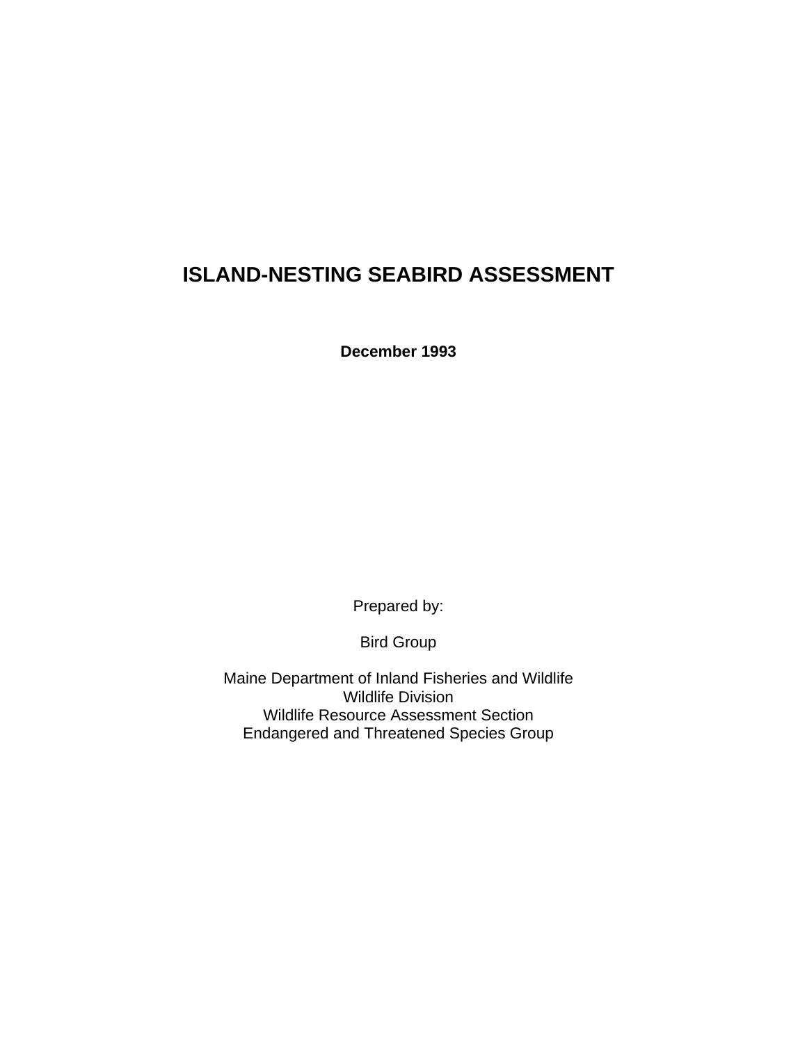# ISLAND-NESTING SEABIRD ASSESSMENT

**December 1993**

Prepared by:

Bird Group

Maine Department of Inland Fisheries and Wildlife
Wildlife Division
Wildlife Resource Assessment Section
Endangered and Threatened Species Group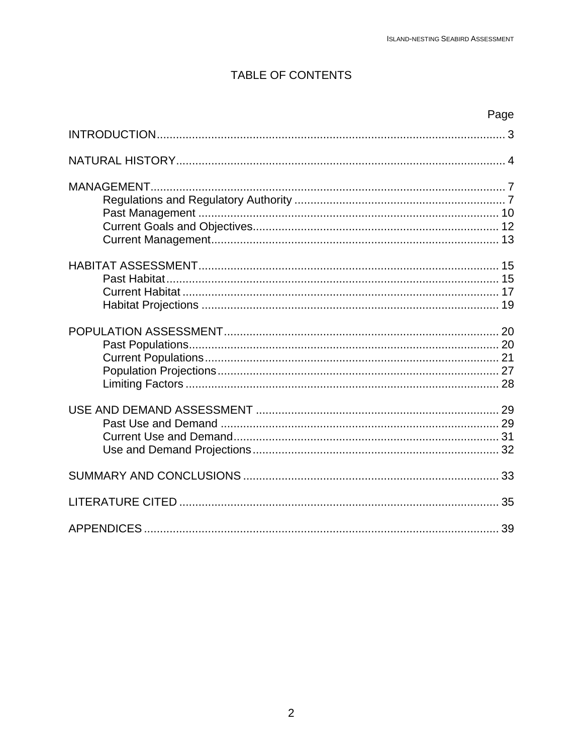# TABLE OF CONTENTS

| | Page |
|---|---|
| INTRODUCTION | 3 |
| NATURAL HISTORY | 4 |
| MANAGEMENT | 7 |
| Regulations and Regulatory Authority | 7 |
| Past Management | 10 |
| Current Goals and Objectives | 12 |
| Current Management | 13 |
| HABITAT ASSESSMENT | 15 |
| Past Habitat | 15 |
| Current Habitat | 17 |
| Habitat Projections | 19 |
| POPULATION ASSESSMENT | 20 |
| Past Populations | 20 |
| Current Populations | 21 |
| Population Projections | 27 |
| Limiting Factors | 28 |
| USE AND DEMAND ASSESSMENT | 29 |
| Past Use and Demand | 29 |
| Current Use and Demand | 31 |
| Use and Demand Projections | 32 |
| SUMMARY AND CONCLUSIONS | 33 |
| LITERATURE CITED | 35 |
| APPENDICES | 39 |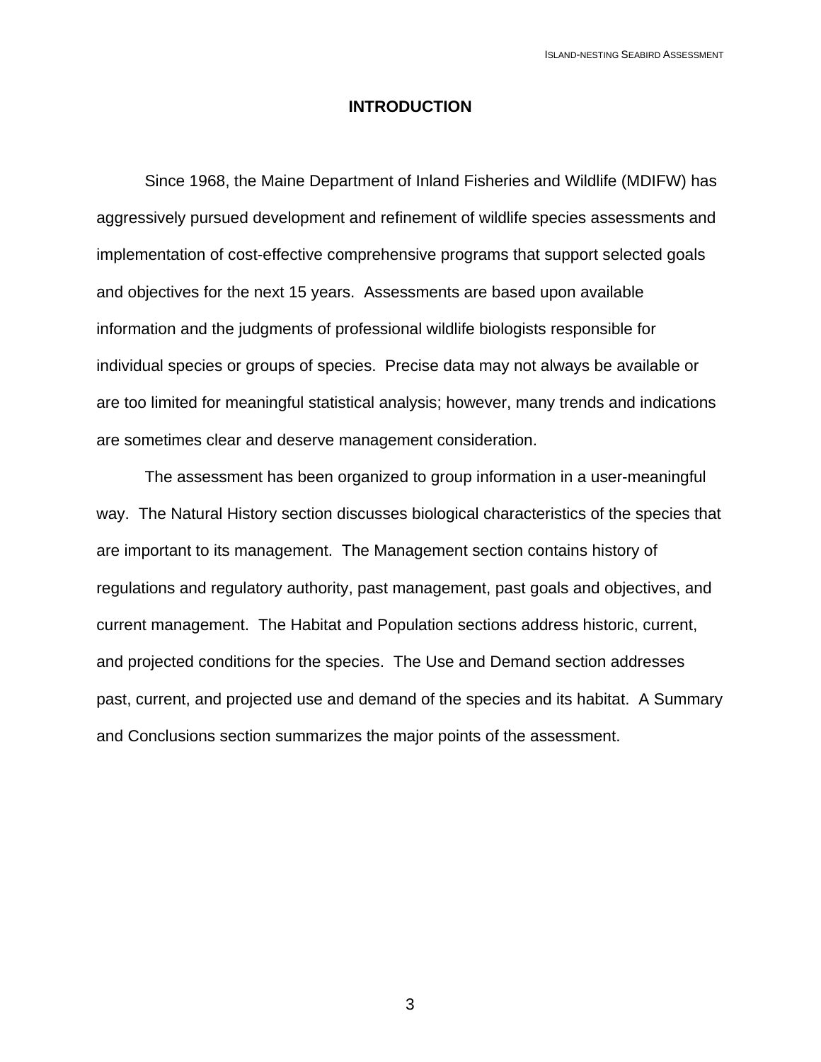# INTRODUCTION

Since 1968, the Maine Department of Inland Fisheries and Wildlife (MDIFW) has aggressively pursued development and refinement of wildlife species assessments and implementation of cost-effective comprehensive programs that support selected goals and objectives for the next 15 years. Assessments are based upon available information and the judgments of professional wildlife biologists responsible for individual species or groups of species. Precise data may not always be available or are too limited for meaningful statistical analysis; however, many trends and indications are sometimes clear and deserve management consideration.

The assessment has been organized to group information in a user-meaningful way. The Natural History section discusses biological characteristics of the species that are important to its management. The Management section contains history of regulations and regulatory authority, past management, past goals and objectives, and current management. The Habitat and Population sections address historic, current, and projected conditions for the species. The Use and Demand section addresses past, current, and projected use and demand of the species and its habitat. A Summary and Conclusions section summarizes the major points of the assessment.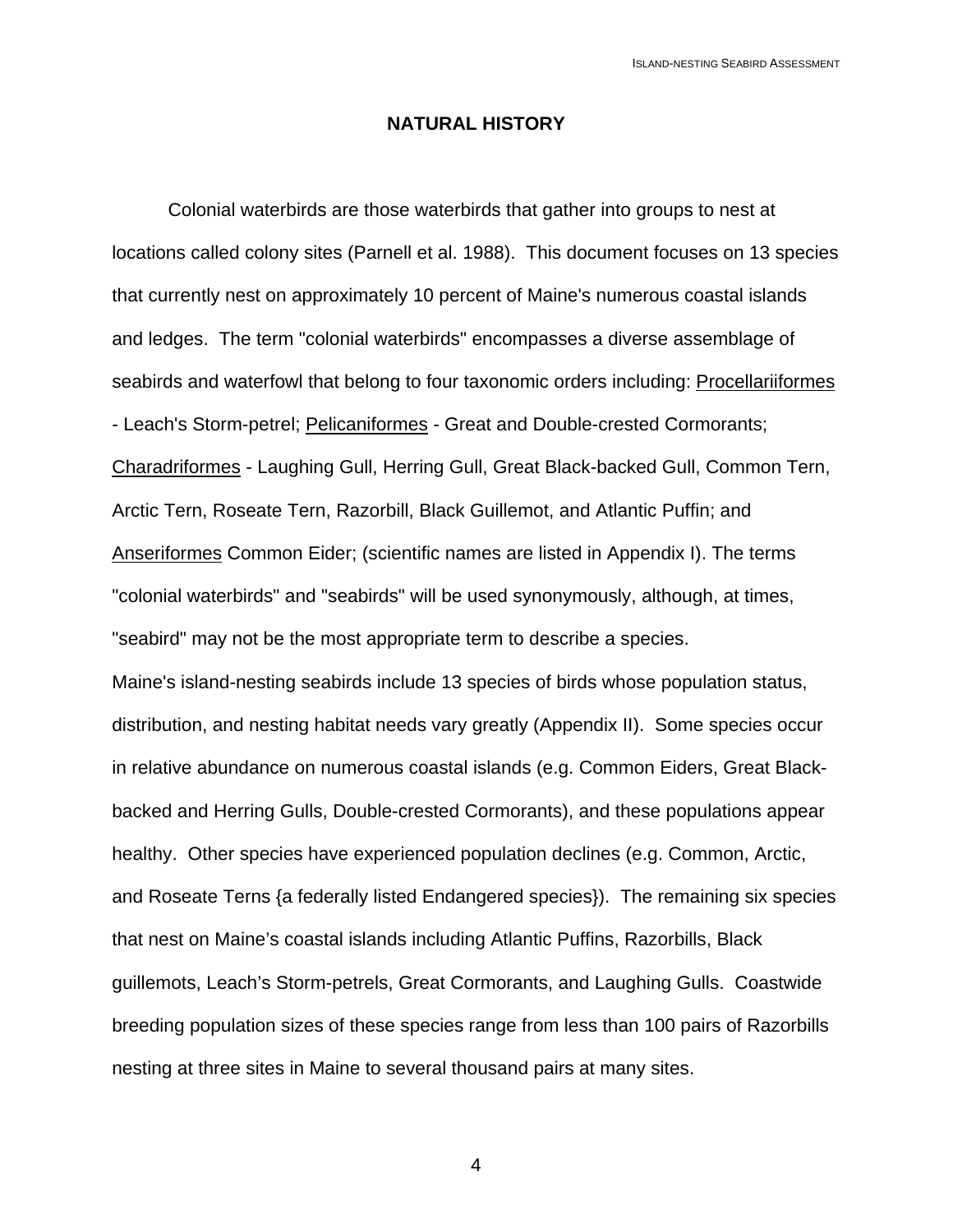## NATURAL HISTORY

Colonial waterbirds are those waterbirds that gather into groups to nest at locations called colony sites (Parnell et al. 1988). This document focuses on 13 species that currently nest on approximately 10 percent of Maine's numerous coastal islands and ledges. The term "colonial waterbirds" encompasses a diverse assemblage of seabirds and waterfowl that belong to four taxonomic orders including: <u>Procellariiformes</u> - Leach's Storm-petrel; <u>Pelicaniformes</u> - Great and Double-crested Cormorants; <u>Charadriformes</u> - Laughing Gull, Herring Gull, Great Black-backed Gull, Common Tern, Arctic Tern, Roseate Tern, Razorbill, Black Guillemot, and Atlantic Puffin; and <u>Anseriformes</u> Common Eider; (scientific names are listed in Appendix I). The terms "colonial waterbirds" and "seabirds" will be used synonymously, although, at times, "seabird" may not be the most appropriate term to describe a species.

Maine's island-nesting seabirds include 13 species of birds whose population status, distribution, and nesting habitat needs vary greatly (Appendix II). Some species occur in relative abundance on numerous coastal islands (e.g. Common Eiders, Great Black-backed and Herring Gulls, Double-crested Cormorants), and these populations appear healthy. Other species have experienced population declines (e.g. Common, Arctic, and Roseate Terns {a federally listed Endangered species}). The remaining six species that nest on Maine's coastal islands including Atlantic Puffins, Razorbills, Black guillemots, Leach's Storm-petrels, Great Cormorants, and Laughing Gulls. Coastwide breeding population sizes of these species range from less than 100 pairs of Razorbills nesting at three sites in Maine to several thousand pairs at many sites.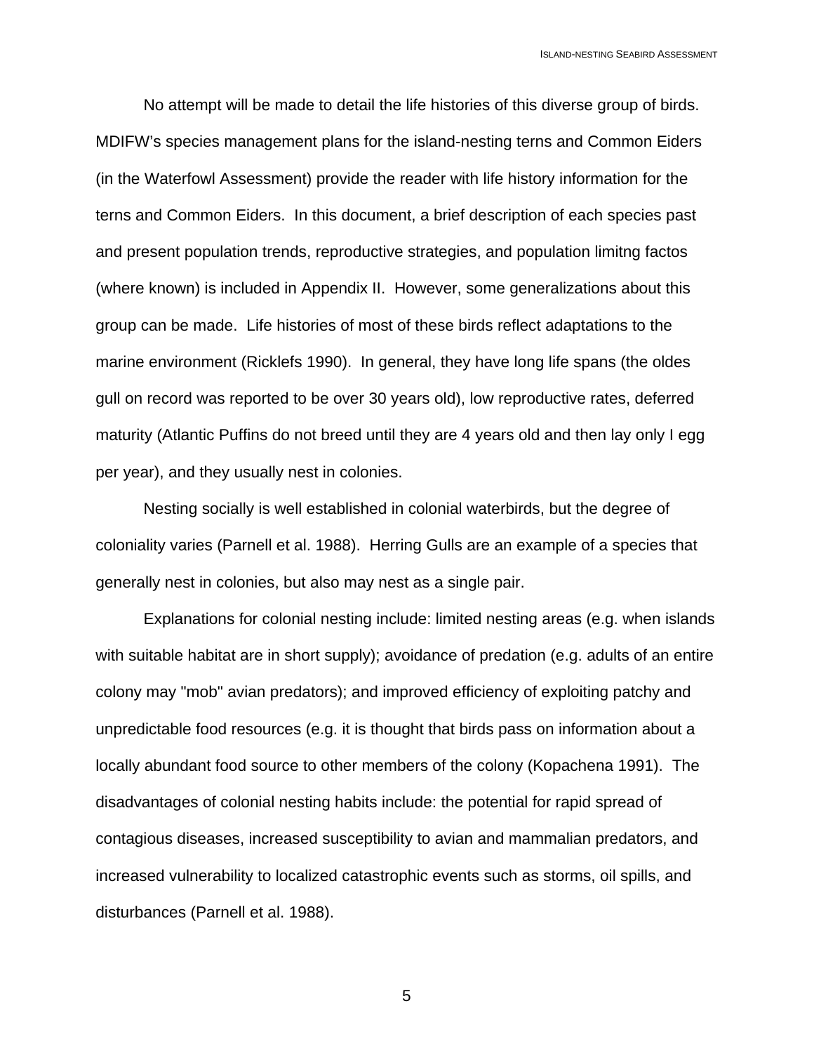No attempt will be made to detail the life histories of this diverse group of birds. MDIFW's species management plans for the island-nesting terns and Common Eiders (in the Waterfowl Assessment) provide the reader with life history information for the terns and Common Eiders. In this document, a brief description of each species past and present population trends, reproductive strategies, and population limitng factos (where known) is included in Appendix II. However, some generalizations about this group can be made. Life histories of most of these birds reflect adaptations to the marine environment (Ricklefs 1990). In general, they have long life spans (the oldes gull on record was reported to be over 30 years old), low reproductive rates, deferred maturity (Atlantic Puffins do not breed until they are 4 years old and then lay only I egg per year), and they usually nest in colonies.

Nesting socially is well established in colonial waterbirds, but the degree of coloniality varies (Parnell et al. 1988). Herring Gulls are an example of a species that generally nest in colonies, but also may nest as a single pair.

Explanations for colonial nesting include: limited nesting areas (e.g. when islands with suitable habitat are in short supply); avoidance of predation (e.g. adults of an entire colony may "mob" avian predators); and improved efficiency of exploiting patchy and unpredictable food resources (e.g. it is thought that birds pass on information about a locally abundant food source to other members of the colony (Kopachena 1991). The disadvantages of colonial nesting habits include: the potential for rapid spread of contagious diseases, increased susceptibility to avian and mammalian predators, and increased vulnerability to localized catastrophic events such as storms, oil spills, and disturbances (Parnell et al. 1988).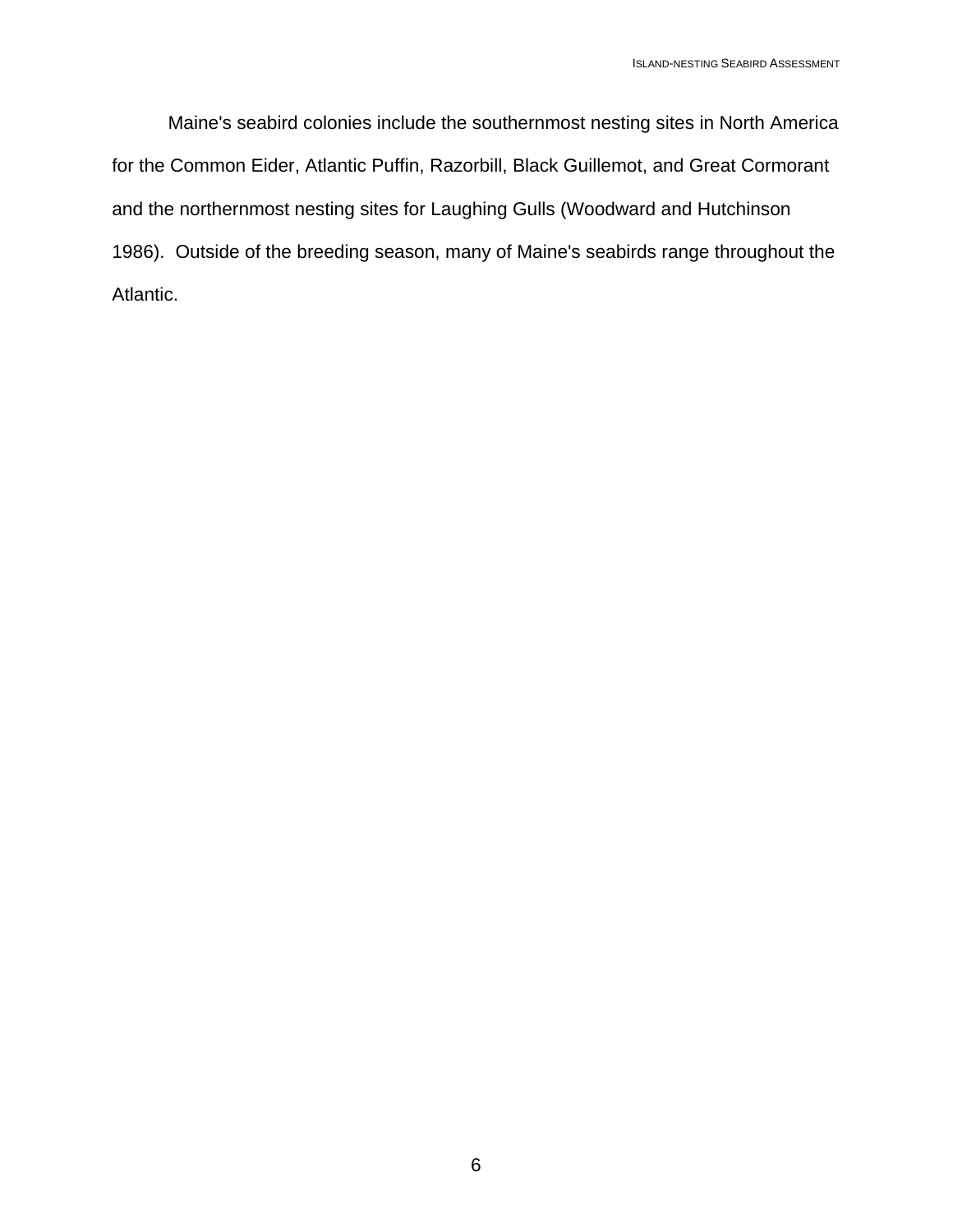Maine's seabird colonies include the southernmost nesting sites in North America for the Common Eider, Atlantic Puffin, Razorbill, Black Guillemot, and Great Cormorant and the northernmost nesting sites for Laughing Gulls (Woodward and Hutchinson 1986). Outside of the breeding season, many of Maine's seabirds range throughout the Atlantic.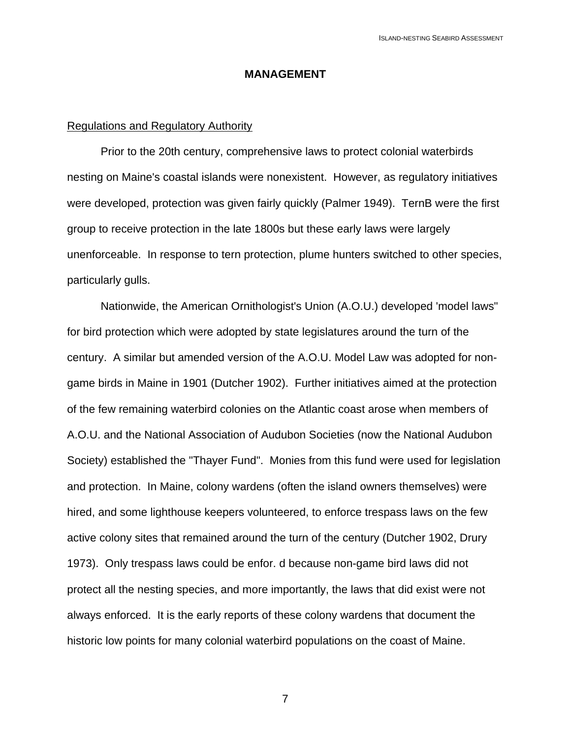## MANAGEMENT

Regulations and Regulatory Authority

Prior to the 20th century, comprehensive laws to protect colonial waterbirds nesting on Maine's coastal islands were nonexistent. However, as regulatory initiatives were developed, protection was given fairly quickly (Palmer 1949). TernB were the first group to receive protection in the late 1800s but these early laws were largely unenforceable. In response to tern protection, plume hunters switched to other species, particularly gulls.

Nationwide, the American Ornithologist's Union (A.O.U.) developed 'model laws" for bird protection which were adopted by state legislatures around the turn of the century. A similar but amended version of the A.O.U. Model Law was adopted for non-game birds in Maine in 1901 (Dutcher 1902). Further initiatives aimed at the protection of the few remaining waterbird colonies on the Atlantic coast arose when members of A.O.U. and the National Association of Audubon Societies (now the National Audubon Society) established the "Thayer Fund". Monies from this fund were used for legislation and protection. In Maine, colony wardens (often the island owners themselves) were hired, and some lighthouse keepers volunteered, to enforce trespass laws on the few active colony sites that remained around the turn of the century (Dutcher 1902, Drury 1973). Only trespass laws could be enfor. d because non-game bird laws did not protect all the nesting species, and more importantly, the laws that did exist were not always enforced. It is the early reports of these colony wardens that document the historic low points for many colonial waterbird populations on the coast of Maine.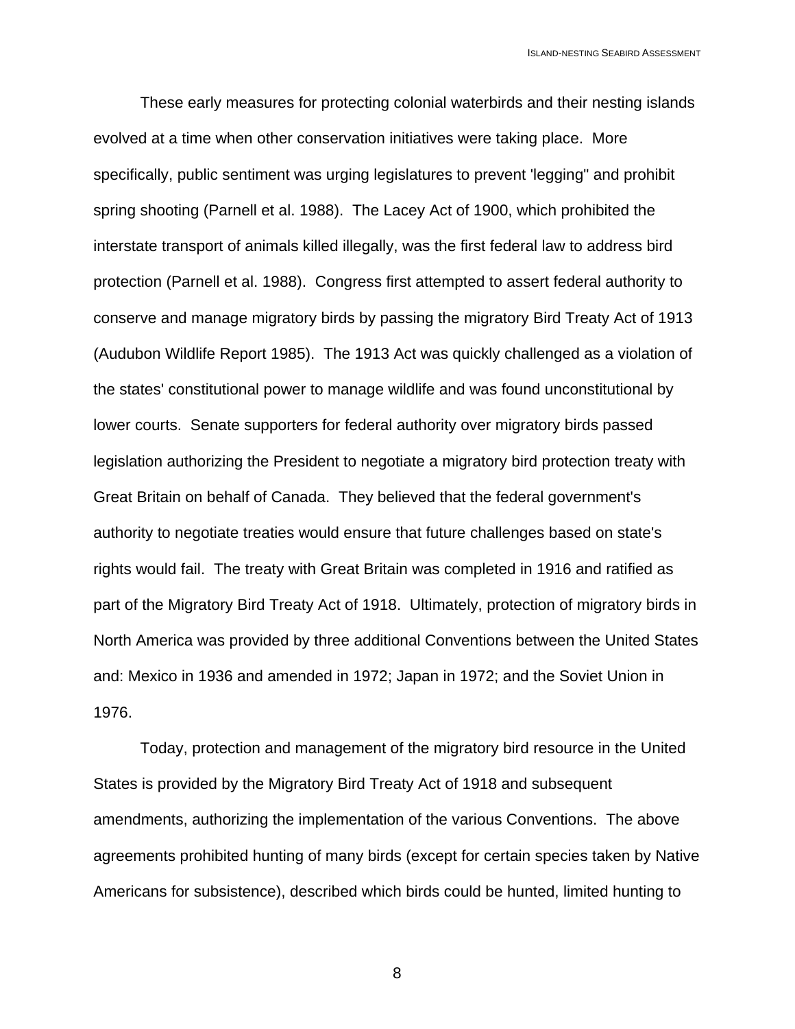These early measures for protecting colonial waterbirds and their nesting islands evolved at a time when other conservation initiatives were taking place. More specifically, public sentiment was urging legislatures to prevent 'legging" and prohibit spring shooting (Parnell et al. 1988). The Lacey Act of 1900, which prohibited the interstate transport of animals killed illegally, was the first federal law to address bird protection (Parnell et al. 1988). Congress first attempted to assert federal authority to conserve and manage migratory birds by passing the migratory Bird Treaty Act of 1913 (Audubon Wildlife Report 1985). The 1913 Act was quickly challenged as a violation of the states' constitutional power to manage wildlife and was found unconstitutional by lower courts. Senate supporters for federal authority over migratory birds passed legislation authorizing the President to negotiate a migratory bird protection treaty with Great Britain on behalf of Canada. They believed that the federal government's authority to negotiate treaties would ensure that future challenges based on state's rights would fail. The treaty with Great Britain was completed in 1916 and ratified as part of the Migratory Bird Treaty Act of 1918. Ultimately, protection of migratory birds in North America was provided by three additional Conventions between the United States and: Mexico in 1936 and amended in 1972; Japan in 1972; and the Soviet Union in 1976.

Today, protection and management of the migratory bird resource in the United States is provided by the Migratory Bird Treaty Act of 1918 and subsequent amendments, authorizing the implementation of the various Conventions. The above agreements prohibited hunting of many birds (except for certain species taken by Native Americans for subsistence), described which birds could be hunted, limited hunting to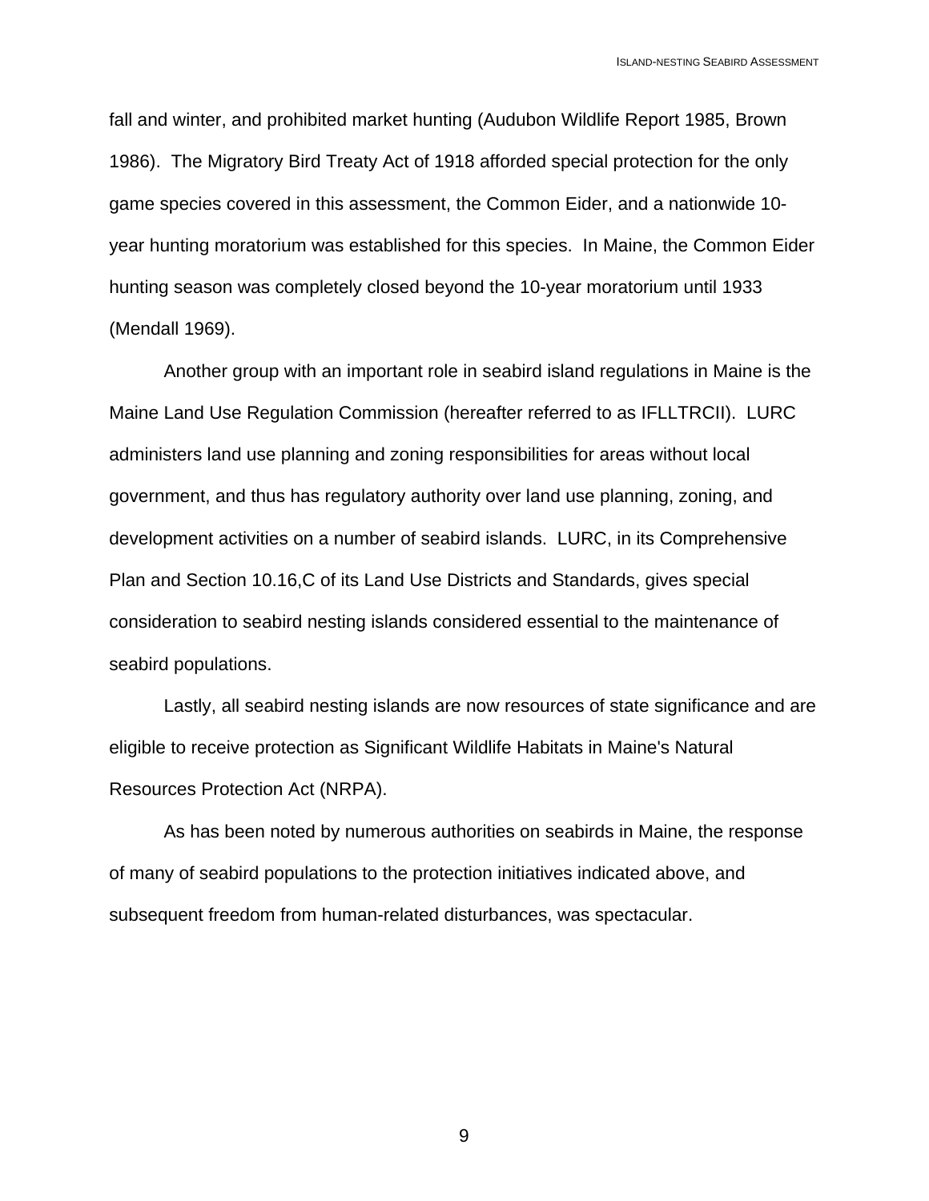fall and winter, and prohibited market hunting (Audubon Wildlife Report 1985, Brown 1986). The Migratory Bird Treaty Act of 1918 afforded special protection for the only game species covered in this assessment, the Common Eider, and a nationwide 10-year hunting moratorium was established for this species. In Maine, the Common Eider hunting season was completely closed beyond the 10-year moratorium until 1933 (Mendall 1969).

Another group with an important role in seabird island regulations in Maine is the Maine Land Use Regulation Commission (hereafter referred to as IFLLTRCII). LURC administers land use planning and zoning responsibilities for areas without local government, and thus has regulatory authority over land use planning, zoning, and development activities on a number of seabird islands. LURC, in its Comprehensive Plan and Section 10.16,C of its Land Use Districts and Standards, gives special consideration to seabird nesting islands considered essential to the maintenance of seabird populations.

Lastly, all seabird nesting islands are now resources of state significance and are eligible to receive protection as Significant Wildlife Habitats in Maine's Natural Resources Protection Act (NRPA).

As has been noted by numerous authorities on seabirds in Maine, the response of many of seabird populations to the protection initiatives indicated above, and subsequent freedom from human-related disturbances, was spectacular.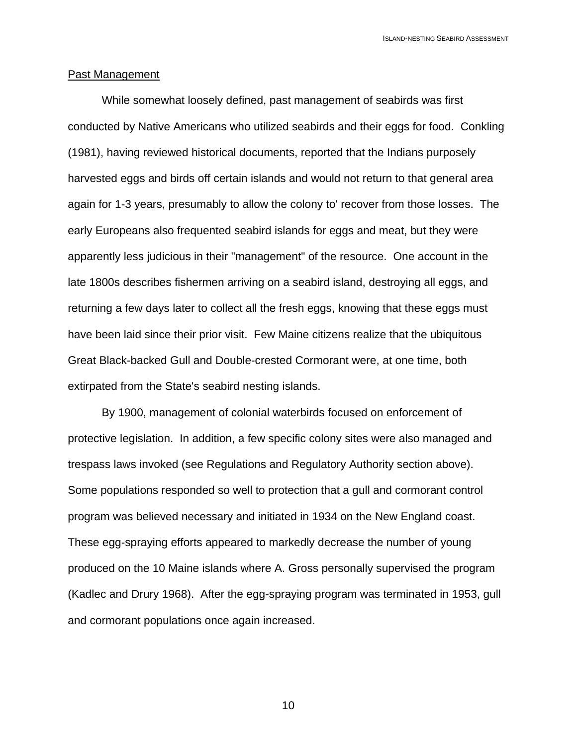## Past Management

While somewhat loosely defined, past management of seabirds was first conducted by Native Americans who utilized seabirds and their eggs for food. Conkling (1981), having reviewed historical documents, reported that the Indians purposely harvested eggs and birds off certain islands and would not return to that general area again for 1-3 years, presumably to allow the colony to' recover from those losses. The early Europeans also frequented seabird islands for eggs and meat, but they were apparently less judicious in their "management" of the resource. One account in the late 1800s describes fishermen arriving on a seabird island, destroying all eggs, and returning a few days later to collect all the fresh eggs, knowing that these eggs must have been laid since their prior visit. Few Maine citizens realize that the ubiquitous Great Black-backed Gull and Double-crested Cormorant were, at one time, both extirpated from the State's seabird nesting islands.

By 1900, management of colonial waterbirds focused on enforcement of protective legislation. In addition, a few specific colony sites were also managed and trespass laws invoked (see Regulations and Regulatory Authority section above). Some populations responded so well to protection that a gull and cormorant control program was believed necessary and initiated in 1934 on the New England coast. These egg-spraying efforts appeared to markedly decrease the number of young produced on the 10 Maine islands where A. Gross personally supervised the program (Kadlec and Drury 1968). After the egg-spraying program was terminated in 1953, gull and cormorant populations once again increased.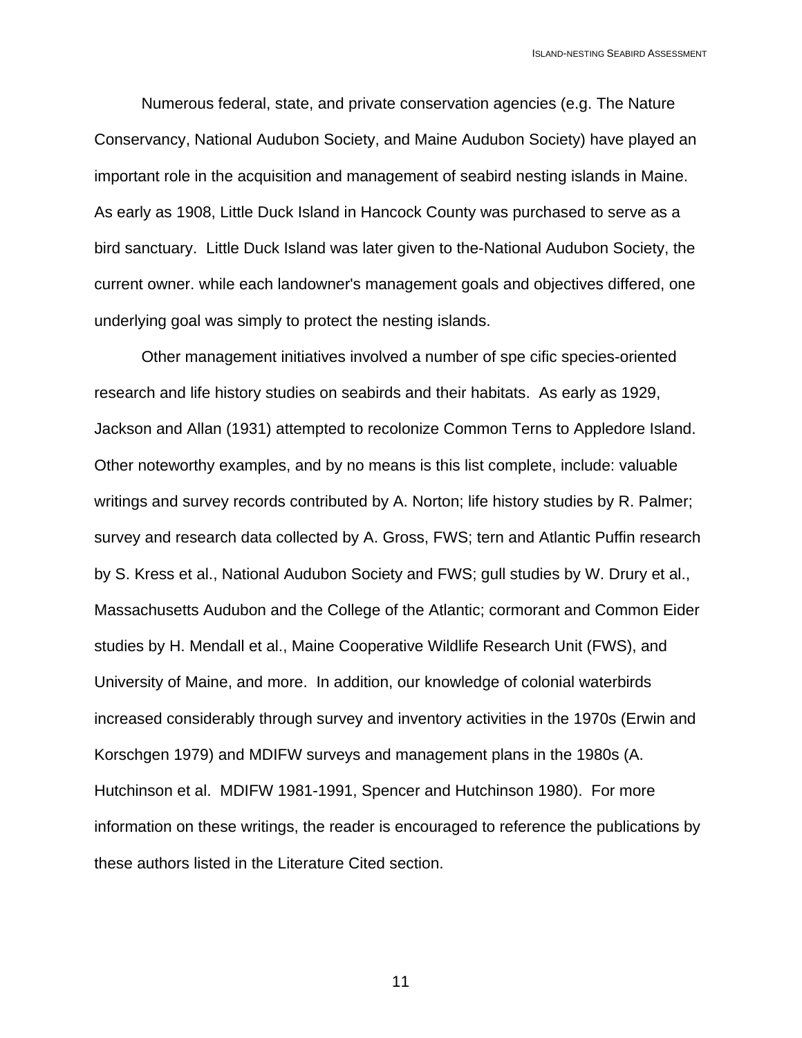Numerous federal, state, and private conservation agencies (e.g. The Nature Conservancy, National Audubon Society, and Maine Audubon Society) have played an important role in the acquisition and management of seabird nesting islands in Maine. As early as 1908, Little Duck Island in Hancock County was purchased to serve as a bird sanctuary. Little Duck Island was later given to the-National Audubon Society, the current owner. while each landowner's management goals and objectives differed, one underlying goal was simply to protect the nesting islands.

Other management initiatives involved a number of spe cific species-oriented research and life history studies on seabirds and their habitats. As early as 1929, Jackson and Allan (1931) attempted to recolonize Common Terns to Appledore Island. Other noteworthy examples, and by no means is this list complete, include: valuable writings and survey records contributed by A. Norton; life history studies by R. Palmer; survey and research data collected by A. Gross, FWS; tern and Atlantic Puffin research by S. Kress et al., National Audubon Society and FWS; gull studies by W. Drury et al., Massachusetts Audubon and the College of the Atlantic; cormorant and Common Eider studies by H. Mendall et al., Maine Cooperative Wildlife Research Unit (FWS), and University of Maine, and more. In addition, our knowledge of colonial waterbirds increased considerably through survey and inventory activities in the 1970s (Erwin and Korschgen 1979) and MDIFW surveys and management plans in the 1980s (A. Hutchinson et al. MDIFW 1981-1991, Spencer and Hutchinson 1980). For more information on these writings, the reader is encouraged to reference the publications by these authors listed in the Literature Cited section.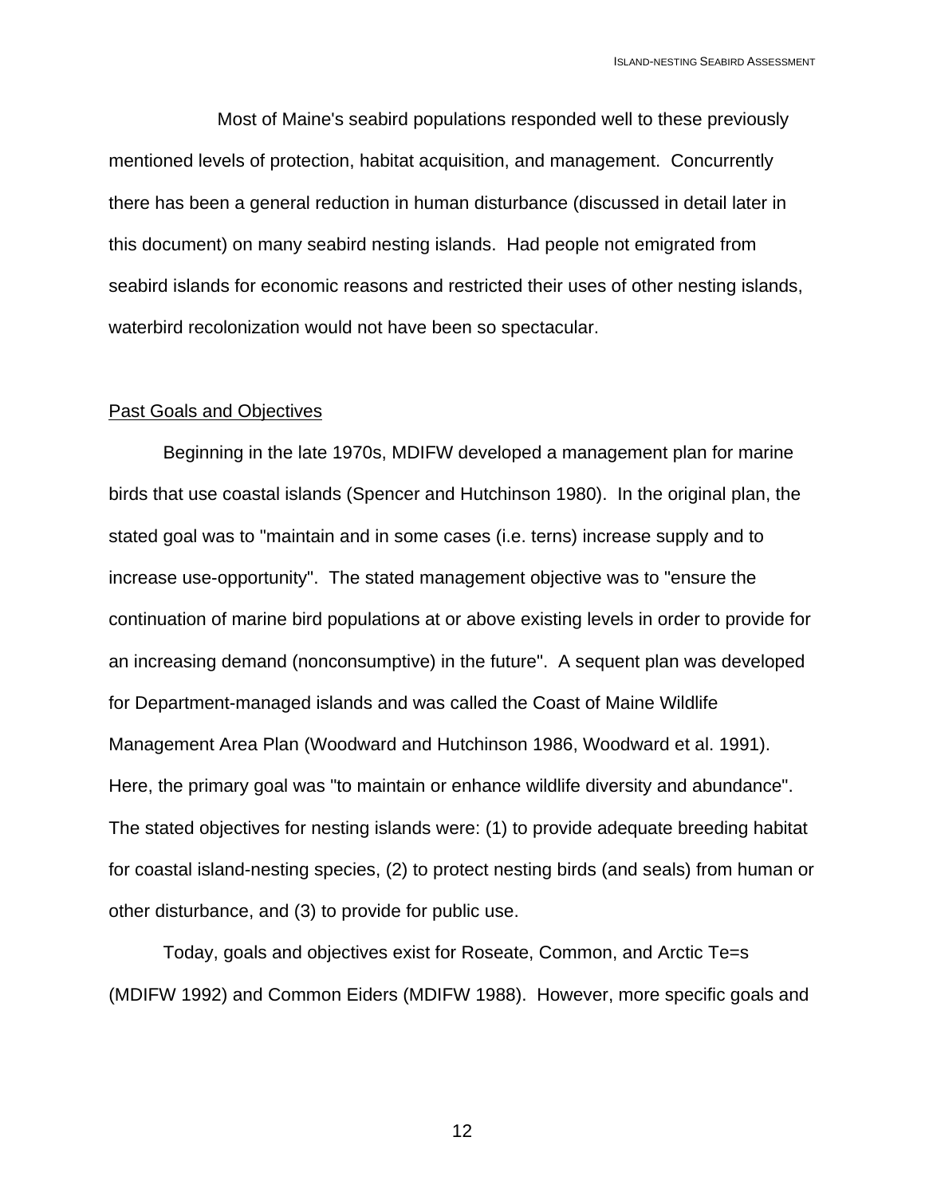Most of Maine's seabird populations responded well to these previously mentioned levels of protection, habitat acquisition, and management. Concurrently there has been a general reduction in human disturbance (discussed in detail later in this document) on many seabird nesting islands. Had people not emigrated from seabird islands for economic reasons and restricted their uses of other nesting islands, waterbird recolonization would not have been so spectacular.

<u>Past Goals and Objectives</u>

Beginning in the late 1970s, MDIFW developed a management plan for marine birds that use coastal islands (Spencer and Hutchinson 1980). In the original plan, the stated goal was to "maintain and in some cases (i.e. terns) increase supply and to increase use-opportunity". The stated management objective was to "ensure the continuation of marine bird populations at or above existing levels in order to provide for an increasing demand (nonconsumptive) in the future". A sequent plan was developed for Department-managed islands and was called the Coast of Maine Wildlife Management Area Plan (Woodward and Hutchinson 1986, Woodward et al. 1991). Here, the primary goal was "to maintain or enhance wildlife diversity and abundance". The stated objectives for nesting islands were: (1) to provide adequate breeding habitat for coastal island-nesting species, (2) to protect nesting birds (and seals) from human or other disturbance, and (3) to provide for public use.

Today, goals and objectives exist for Roseate, Common, and Arctic Te=s (MDIFW 1992) and Common Eiders (MDIFW 1988). However, more specific goals and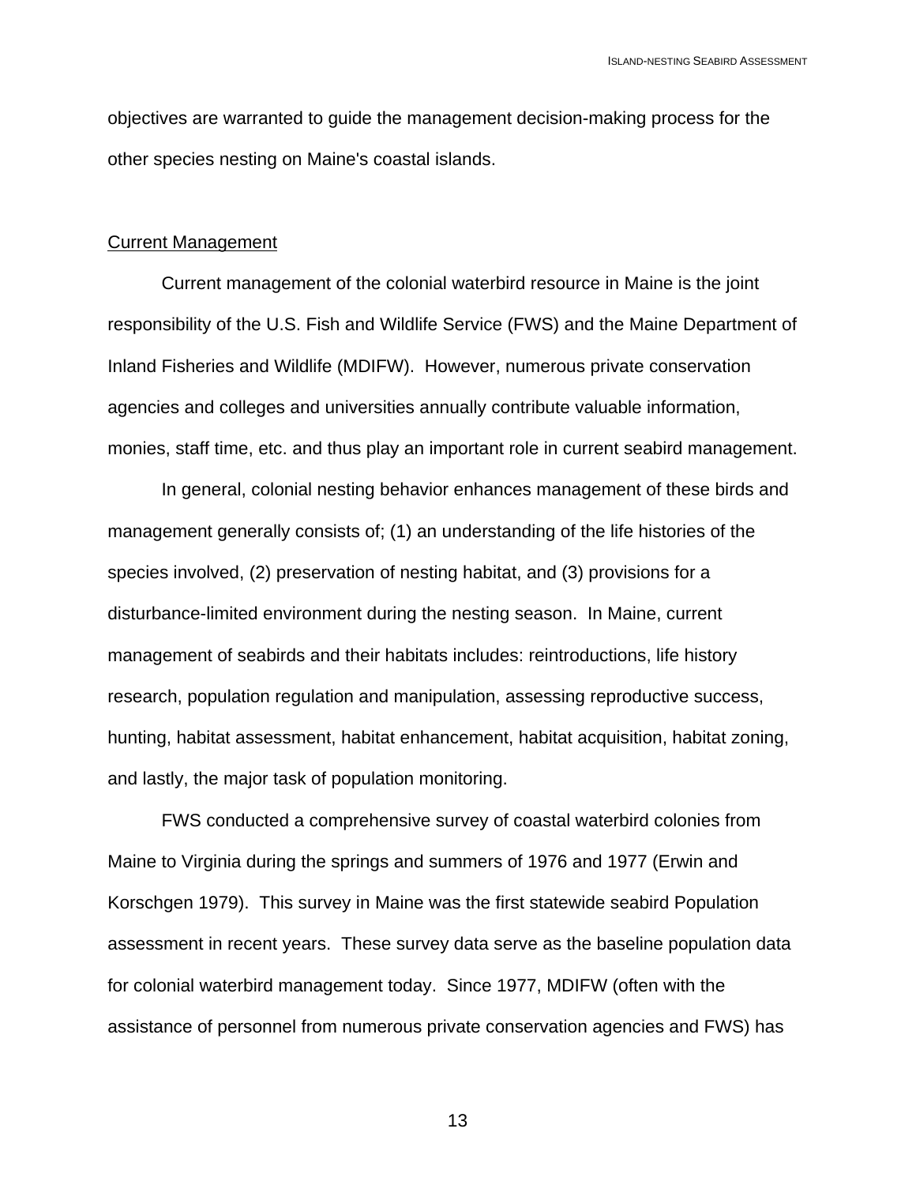objectives are warranted to guide the management decision-making process for the other species nesting on Maine's coastal islands.

## Current Management

Current management of the colonial waterbird resource in Maine is the joint responsibility of the U.S. Fish and Wildlife Service (FWS) and the Maine Department of Inland Fisheries and Wildlife (MDIFW). However, numerous private conservation agencies and colleges and universities annually contribute valuable information, monies, staff time, etc. and thus play an important role in current seabird management.

In general, colonial nesting behavior enhances management of these birds and management generally consists of; (1) an understanding of the life histories of the species involved, (2) preservation of nesting habitat, and (3) provisions for a disturbance-limited environment during the nesting season. In Maine, current management of seabirds and their habitats includes: reintroductions, life history research, population regulation and manipulation, assessing reproductive success, hunting, habitat assessment, habitat enhancement, habitat acquisition, habitat zoning, and lastly, the major task of population monitoring.

FWS conducted a comprehensive survey of coastal waterbird colonies from Maine to Virginia during the springs and summers of 1976 and 1977 (Erwin and Korschgen 1979). This survey in Maine was the first statewide seabird Population assessment in recent years. These survey data serve as the baseline population data for colonial waterbird management today. Since 1977, MDIFW (often with the assistance of personnel from numerous private conservation agencies and FWS) has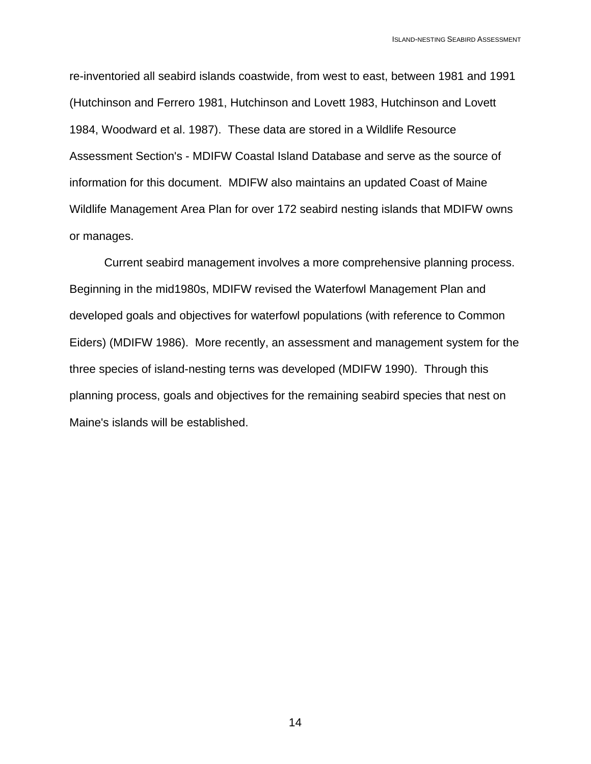re-inventoried all seabird islands coastwide, from west to east, between 1981 and 1991 (Hutchinson and Ferrero 1981, Hutchinson and Lovett 1983, Hutchinson and Lovett 1984, Woodward et al. 1987). These data are stored in a Wildlife Resource Assessment Section's - MDIFW Coastal Island Database and serve as the source of information for this document. MDIFW also maintains an updated Coast of Maine Wildlife Management Area Plan for over 172 seabird nesting islands that MDIFW owns or manages.

Current seabird management involves a more comprehensive planning process. Beginning in the mid1980s, MDIFW revised the Waterfowl Management Plan and developed goals and objectives for waterfowl populations (with reference to Common Eiders) (MDIFW 1986). More recently, an assessment and management system for the three species of island-nesting terns was developed (MDIFW 1990). Through this planning process, goals and objectives for the remaining seabird species that nest on Maine's islands will be established.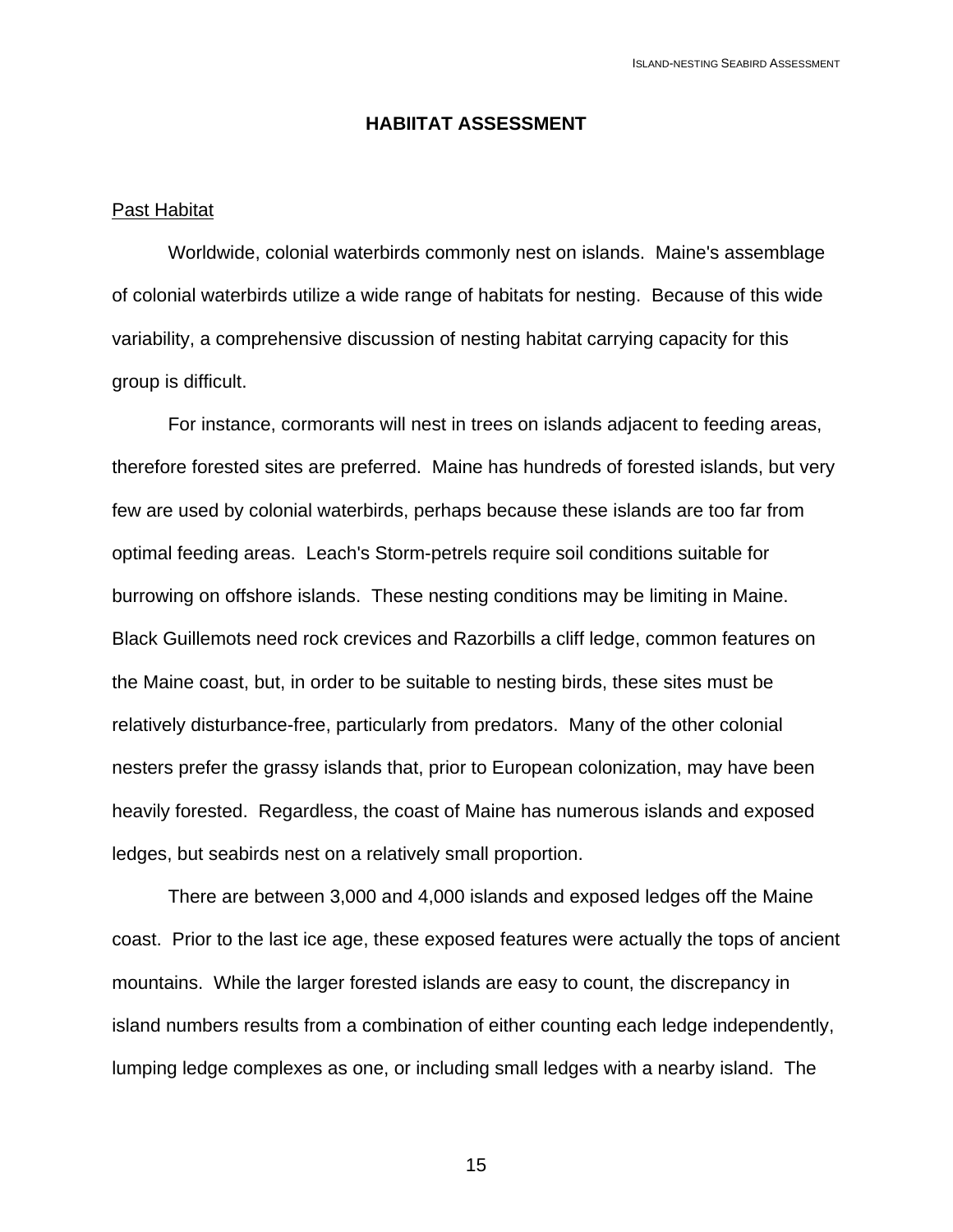## HABIITAT ASSESSMENT

### Past Habitat

Worldwide, colonial waterbirds commonly nest on islands. Maine's assemblage of colonial waterbirds utilize a wide range of habitats for nesting. Because of this wide variability, a comprehensive discussion of nesting habitat carrying capacity for this group is difficult.

For instance, cormorants will nest in trees on islands adjacent to feeding areas, therefore forested sites are preferred. Maine has hundreds of forested islands, but very few are used by colonial waterbirds, perhaps because these islands are too far from optimal feeding areas. Leach's Storm-petrels require soil conditions suitable for burrowing on offshore islands. These nesting conditions may be limiting in Maine. Black Guillemots need rock crevices and Razorbills a cliff ledge, common features on the Maine coast, but, in order to be suitable to nesting birds, these sites must be relatively disturbance-free, particularly from predators. Many of the other colonial nesters prefer the grassy islands that, prior to European colonization, may have been heavily forested. Regardless, the coast of Maine has numerous islands and exposed ledges, but seabirds nest on a relatively small proportion.

There are between 3,000 and 4,000 islands and exposed ledges off the Maine coast. Prior to the last ice age, these exposed features were actually the tops of ancient mountains. While the larger forested islands are easy to count, the discrepancy in island numbers results from a combination of either counting each ledge independently, lumping ledge complexes as one, or including small ledges with a nearby island. The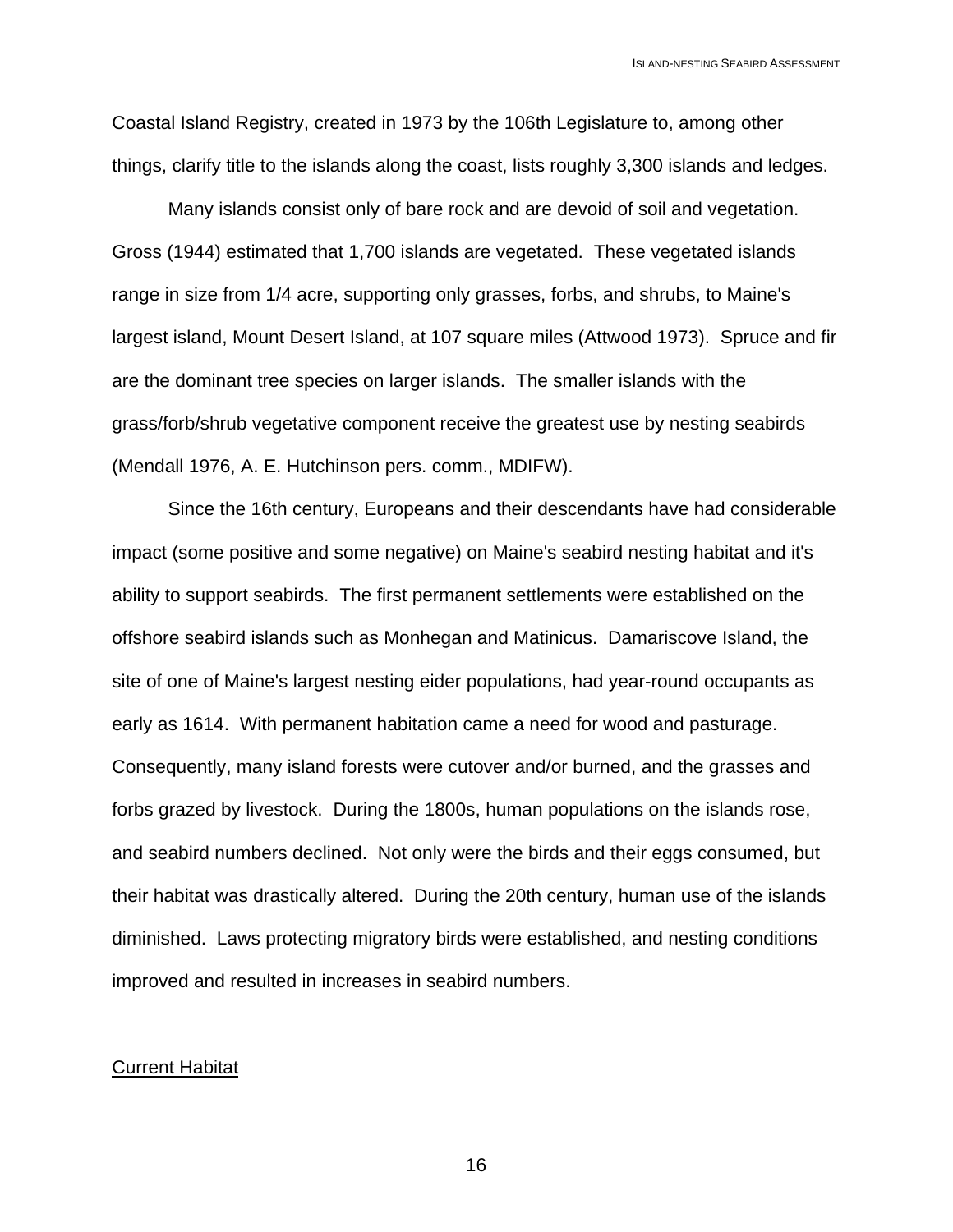Coastal Island Registry, created in 1973 by the 106th Legislature to, among other things, clarify title to the islands along the coast, lists roughly 3,300 islands and ledges.

Many islands consist only of bare rock and are devoid of soil and vegetation. Gross (1944) estimated that 1,700 islands are vegetated. These vegetated islands range in size from 1/4 acre, supporting only grasses, forbs, and shrubs, to Maine's largest island, Mount Desert Island, at 107 square miles (Attwood 1973). Spruce and fir are the dominant tree species on larger islands. The smaller islands with the grass/forb/shrub vegetative component receive the greatest use by nesting seabirds (Mendall 1976, A. E. Hutchinson pers. comm., MDIFW).

Since the 16th century, Europeans and their descendants have had considerable impact (some positive and some negative) on Maine's seabird nesting habitat and it's ability to support seabirds. The first permanent settlements were established on the offshore seabird islands such as Monhegan and Matinicus. Damariscove Island, the site of one of Maine's largest nesting eider populations, had year-round occupants as early as 1614. With permanent habitation came a need for wood and pasturage. Consequently, many island forests were cutover and/or burned, and the grasses and forbs grazed by livestock. During the 1800s, human populations on the islands rose, and seabird numbers declined. Not only were the birds and their eggs consumed, but their habitat was drastically altered. During the 20th century, human use of the islands diminished. Laws protecting migratory birds were established, and nesting conditions improved and resulted in increases in seabird numbers.

## Current Habitat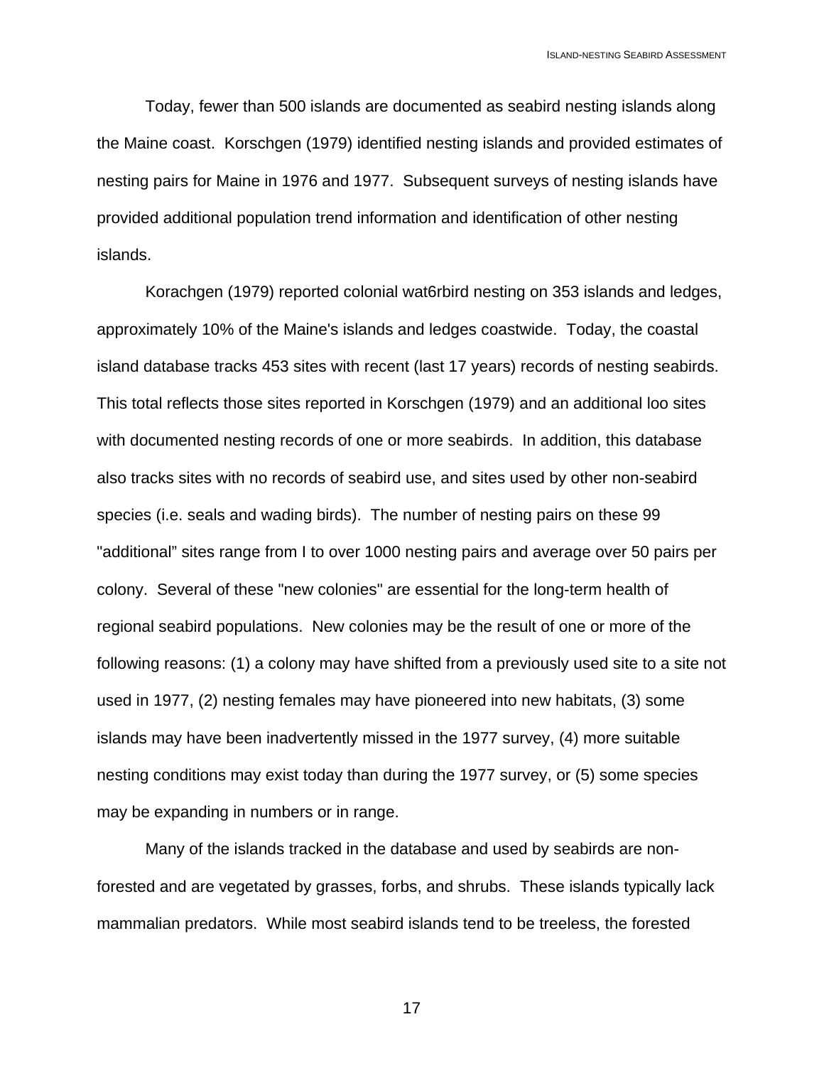Today, fewer than 500 islands are documented as seabird nesting islands along the Maine coast. Korschgen (1979) identified nesting islands and provided estimates of nesting pairs for Maine in 1976 and 1977. Subsequent surveys of nesting islands have provided additional population trend information and identification of other nesting islands.

Korachgen (1979) reported colonial wat6rbird nesting on 353 islands and ledges, approximately 10% of the Maine's islands and ledges coastwide. Today, the coastal island database tracks 453 sites with recent (last 17 years) records of nesting seabirds. This total reflects those sites reported in Korschgen (1979) and an additional loo sites with documented nesting records of one or more seabirds. In addition, this database also tracks sites with no records of seabird use, and sites used by other non-seabird species (i.e. seals and wading birds). The number of nesting pairs on these 99 "additional" sites range from I to over 1000 nesting pairs and average over 50 pairs per colony. Several of these "new colonies" are essential for the long-term health of regional seabird populations. New colonies may be the result of one or more of the following reasons: (1) a colony may have shifted from a previously used site to a site not used in 1977, (2) nesting females may have pioneered into new habitats, (3) some islands may have been inadvertently missed in the 1977 survey, (4) more suitable nesting conditions may exist today than during the 1977 survey, or (5) some species may be expanding in numbers or in range.

Many of the islands tracked in the database and used by seabirds are non-forested and are vegetated by grasses, forbs, and shrubs. These islands typically lack mammalian predators. While most seabird islands tend to be treeless, the forested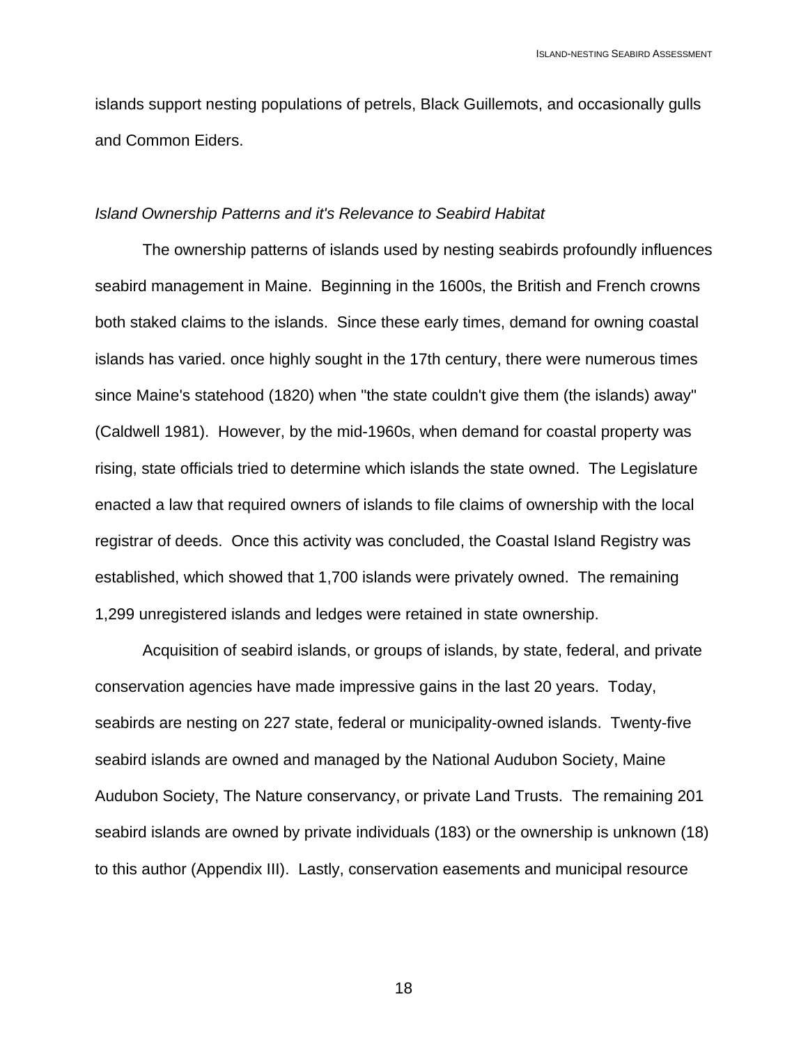islands support nesting populations of petrels, Black Guillemots, and occasionally gulls and Common Eiders.

*Island Ownership Patterns and it's Relevance to Seabird Habitat*

The ownership patterns of islands used by nesting seabirds profoundly influences seabird management in Maine. Beginning in the 1600s, the British and French crowns both staked claims to the islands. Since these early times, demand for owning coastal islands has varied. once highly sought in the 17th century, there were numerous times since Maine's statehood (1820) when "the state couldn't give them (the islands) away" (Caldwell 1981). However, by the mid-1960s, when demand for coastal property was rising, state officials tried to determine which islands the state owned. The Legislature enacted a law that required owners of islands to file claims of ownership with the local registrar of deeds. Once this activity was concluded, the Coastal Island Registry was established, which showed that 1,700 islands were privately owned. The remaining 1,299 unregistered islands and ledges were retained in state ownership.

Acquisition of seabird islands, or groups of islands, by state, federal, and private conservation agencies have made impressive gains in the last 20 years. Today, seabirds are nesting on 227 state, federal or municipality-owned islands. Twenty-five seabird islands are owned and managed by the National Audubon Society, Maine Audubon Society, The Nature conservancy, or private Land Trusts. The remaining 201 seabird islands are owned by private individuals (183) or the ownership is unknown (18) to this author (Appendix III). Lastly, conservation easements and municipal resource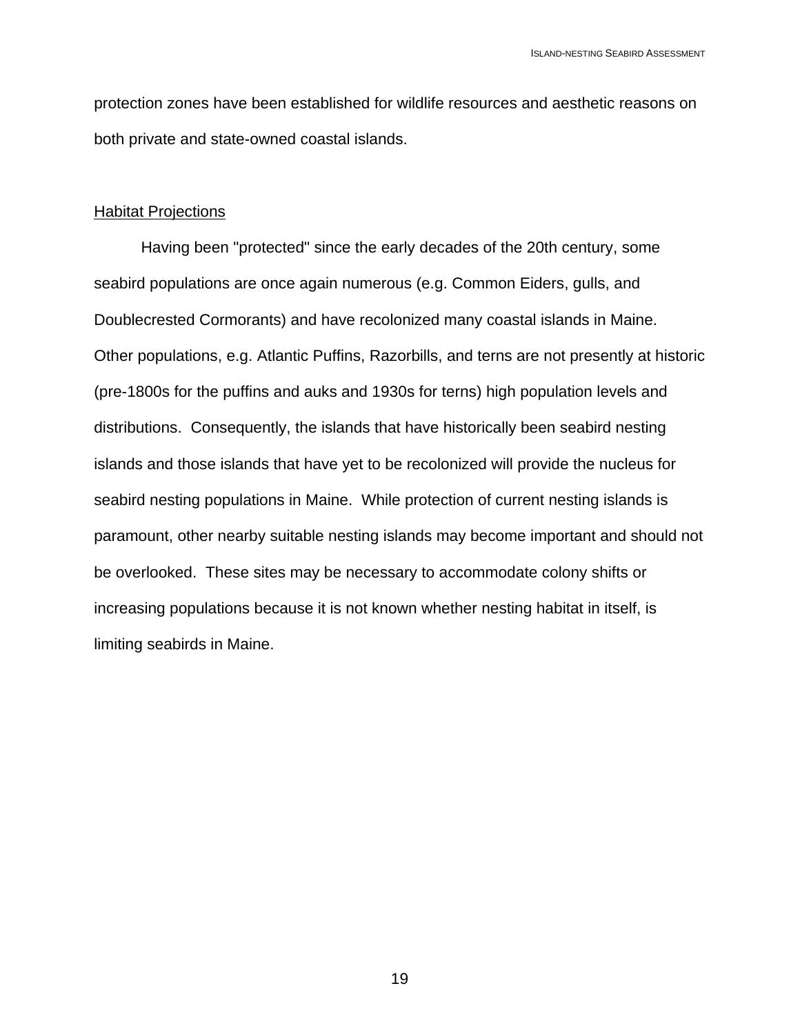protection zones have been established for wildlife resources and aesthetic reasons on both private and state-owned coastal islands.

## Habitat Projections

Having been "protected" since the early decades of the 20th century, some seabird populations are once again numerous (e.g. Common Eiders, gulls, and Doublecrested Cormorants) and have recolonized many coastal islands in Maine. Other populations, e.g. Atlantic Puffins, Razorbills, and terns are not presently at historic (pre-1800s for the puffins and auks and 1930s for terns) high population levels and distributions. Consequently, the islands that have historically been seabird nesting islands and those islands that have yet to be recolonized will provide the nucleus for seabird nesting populations in Maine. While protection of current nesting islands is paramount, other nearby suitable nesting islands may become important and should not be overlooked. These sites may be necessary to accommodate colony shifts or increasing populations because it is not known whether nesting habitat in itself, is limiting seabirds in Maine.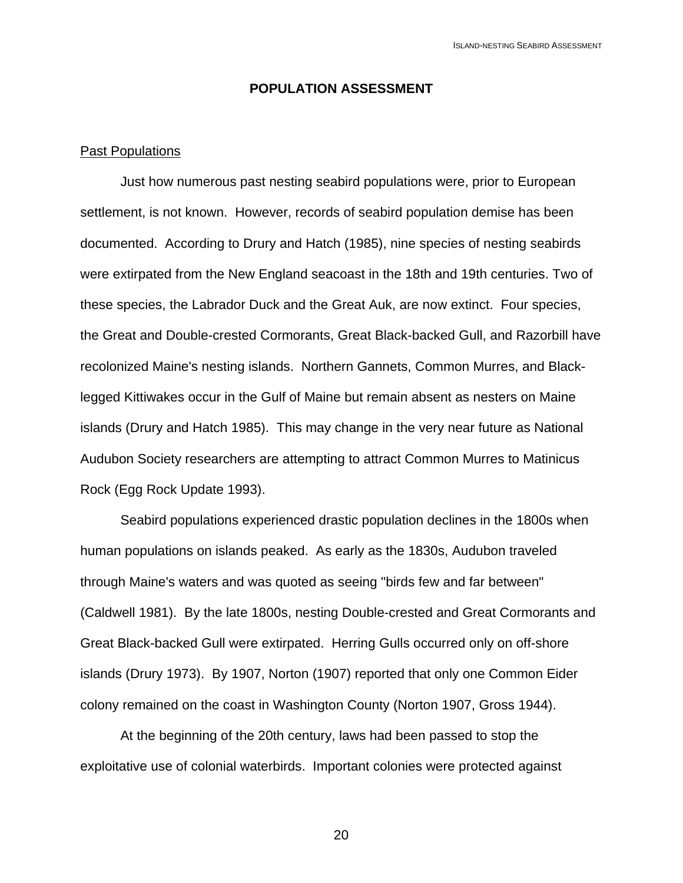## POPULATION ASSESSMENT

### Past Populations

Just how numerous past nesting seabird populations were, prior to European settlement, is not known. However, records of seabird population demise has been documented. According to Drury and Hatch (1985), nine species of nesting seabirds were extirpated from the New England seacoast in the 18th and 19th centuries. Two of these species, the Labrador Duck and the Great Auk, are now extinct. Four species, the Great and Double-crested Cormorants, Great Black-backed Gull, and Razorbill have recolonized Maine's nesting islands. Northern Gannets, Common Murres, and Black-legged Kittiwakes occur in the Gulf of Maine but remain absent as nesters on Maine islands (Drury and Hatch 1985). This may change in the very near future as National Audubon Society researchers are attempting to attract Common Murres to Matinicus Rock (Egg Rock Update 1993).

Seabird populations experienced drastic population declines in the 1800s when human populations on islands peaked. As early as the 1830s, Audubon traveled through Maine's waters and was quoted as seeing "birds few and far between" (Caldwell 1981). By the late 1800s, nesting Double-crested and Great Cormorants and Great Black-backed Gull were extirpated. Herring Gulls occurred only on off-shore islands (Drury 1973). By 1907, Norton (1907) reported that only one Common Eider colony remained on the coast in Washington County (Norton 1907, Gross 1944).

At the beginning of the 20th century, laws had been passed to stop the exploitative use of colonial waterbirds. Important colonies were protected against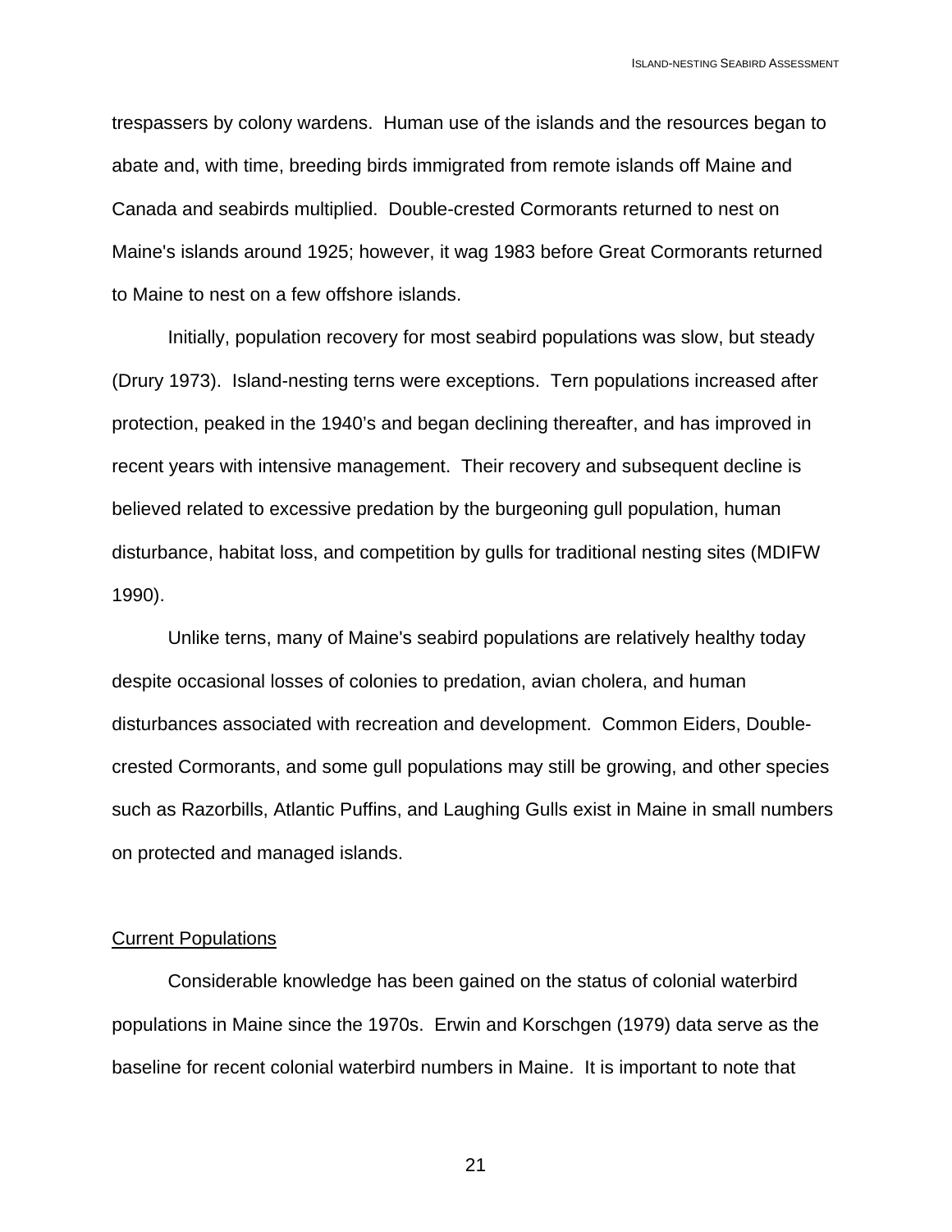trespassers by colony wardens. Human use of the islands and the resources began to abate and, with time, breeding birds immigrated from remote islands off Maine and Canada and seabirds multiplied. Double-crested Cormorants returned to nest on Maine's islands around 1925; however, it wag 1983 before Great Cormorants returned to Maine to nest on a few offshore islands.

Initially, population recovery for most seabird populations was slow, but steady (Drury 1973). Island-nesting terns were exceptions. Tern populations increased after protection, peaked in the 1940's and began declining thereafter, and has improved in recent years with intensive management. Their recovery and subsequent decline is believed related to excessive predation by the burgeoning gull population, human disturbance, habitat loss, and competition by gulls for traditional nesting sites (MDIFW 1990).

Unlike terns, many of Maine's seabird populations are relatively healthy today despite occasional losses of colonies to predation, avian cholera, and human disturbances associated with recreation and development. Common Eiders, Double-crested Cormorants, and some gull populations may still be growing, and other species such as Razorbills, Atlantic Puffins, and Laughing Gulls exist in Maine in small numbers on protected and managed islands.

## Current Populations

Considerable knowledge has been gained on the status of colonial waterbird populations in Maine since the 1970s. Erwin and Korschgen (1979) data serve as the baseline for recent colonial waterbird numbers in Maine. It is important to note that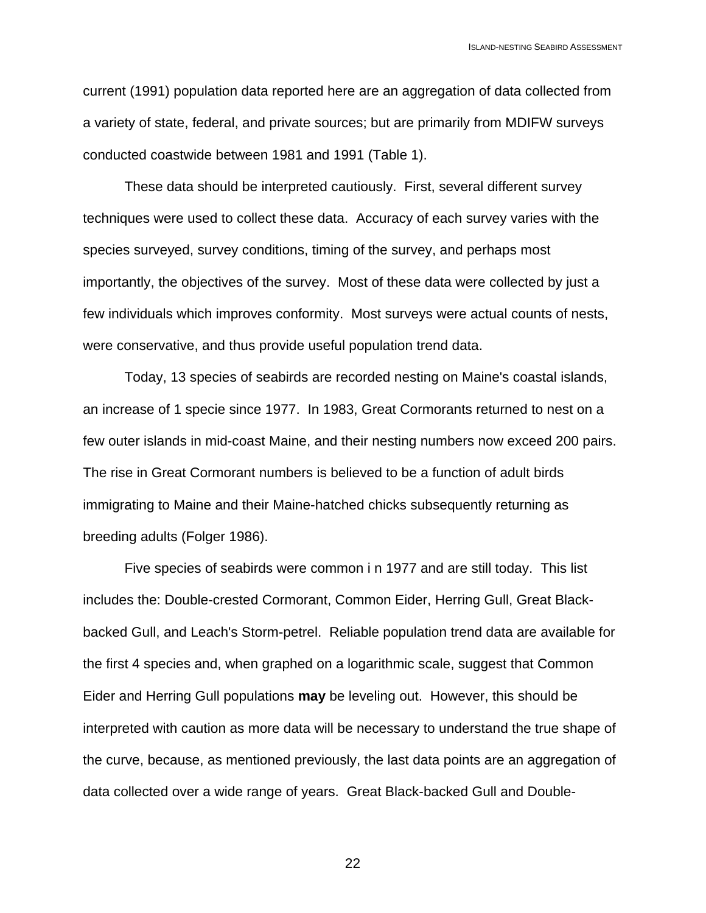current (1991) population data reported here are an aggregation of data collected from a variety of state, federal, and private sources; but are primarily from MDIFW surveys conducted coastwide between 1981 and 1991 (Table 1).

These data should be interpreted cautiously. First, several different survey techniques were used to collect these data. Accuracy of each survey varies with the species surveyed, survey conditions, timing of the survey, and perhaps most importantly, the objectives of the survey. Most of these data were collected by just a few individuals which improves conformity. Most surveys were actual counts of nests, were conservative, and thus provide useful population trend data.

Today, 13 species of seabirds are recorded nesting on Maine's coastal islands, an increase of 1 specie since 1977. In 1983, Great Cormorants returned to nest on a few outer islands in mid-coast Maine, and their nesting numbers now exceed 200 pairs. The rise in Great Cormorant numbers is believed to be a function of adult birds immigrating to Maine and their Maine-hatched chicks subsequently returning as breeding adults (Folger 1986).

Five species of seabirds were common i n 1977 and are still today. This list includes the: Double-crested Cormorant, Common Eider, Herring Gull, Great Black-backed Gull, and Leach's Storm-petrel. Reliable population trend data are available for the first 4 species and, when graphed on a logarithmic scale, suggest that Common Eider and Herring Gull populations **may** be leveling out. However, this should be interpreted with caution as more data will be necessary to understand the true shape of the curve, because, as mentioned previously, the last data points are an aggregation of data collected over a wide range of years. Great Black-backed Gull and Double-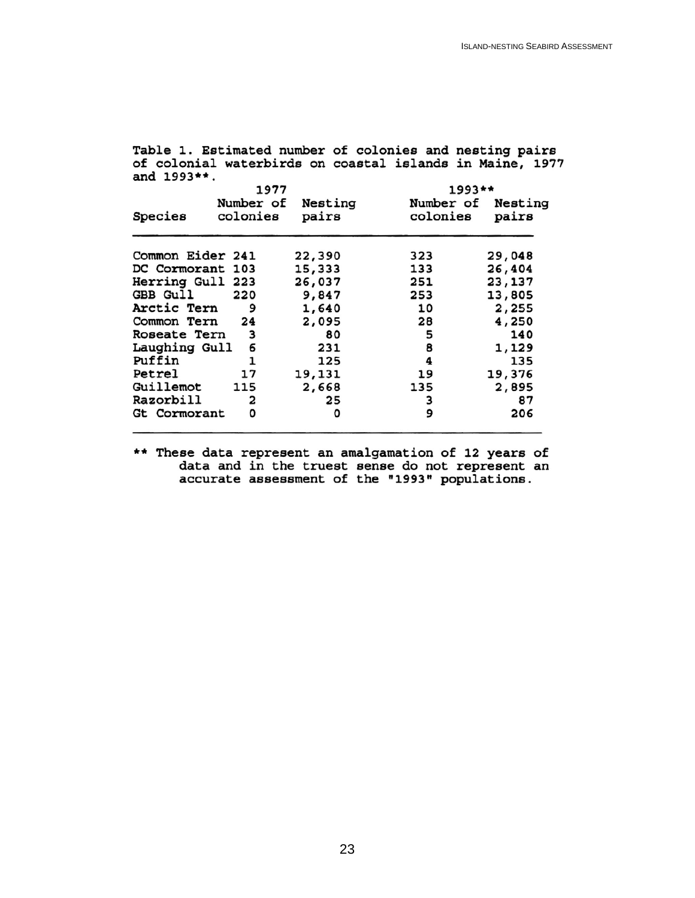Table 1. Estimated number of colonies and nesting pairs of colonial waterbirds on coastal islands in Maine, 1977 and 1993**.

| Species | 1977 | | 1993** | |
|---|---|---|---|---|
| | Number of colonies | Nesting pairs | Number of colonies | Nesting pairs |
| Common Eider | 241 | 22,390 | 323 | 29,048 |
| DC Cormorant | 103 | 15,333 | 133 | 26,404 |
| Herring Gull | 223 | 26,037 | 251 | 23,137 |
| GBB Gull | 220 | 9,847 | 253 | 13,805 |
| Arctic Tern | 9 | 1,640 | 10 | 2,255 |
| Common Tern | 24 | 2,095 | 28 | 4,250 |
| Roseate Tern | 3 | 80 | 5 | 140 |
| Laughing Gull | 6 | 231 | 8 | 1,129 |
| Puffin | 1 | 125 | 4 | 135 |
| Petrel | 17 | 19,131 | 19 | 19,376 |
| Guillemot | 115 | 2,668 | 135 | 2,895 |
| Razorbill | 2 | 25 | 3 | 87 |
| Gt Cormorant | 0 | 0 | 9 | 206 |

** These data represent an amalgamation of 12 years of data and in the truest sense do not represent an accurate assessment of the "1993" populations.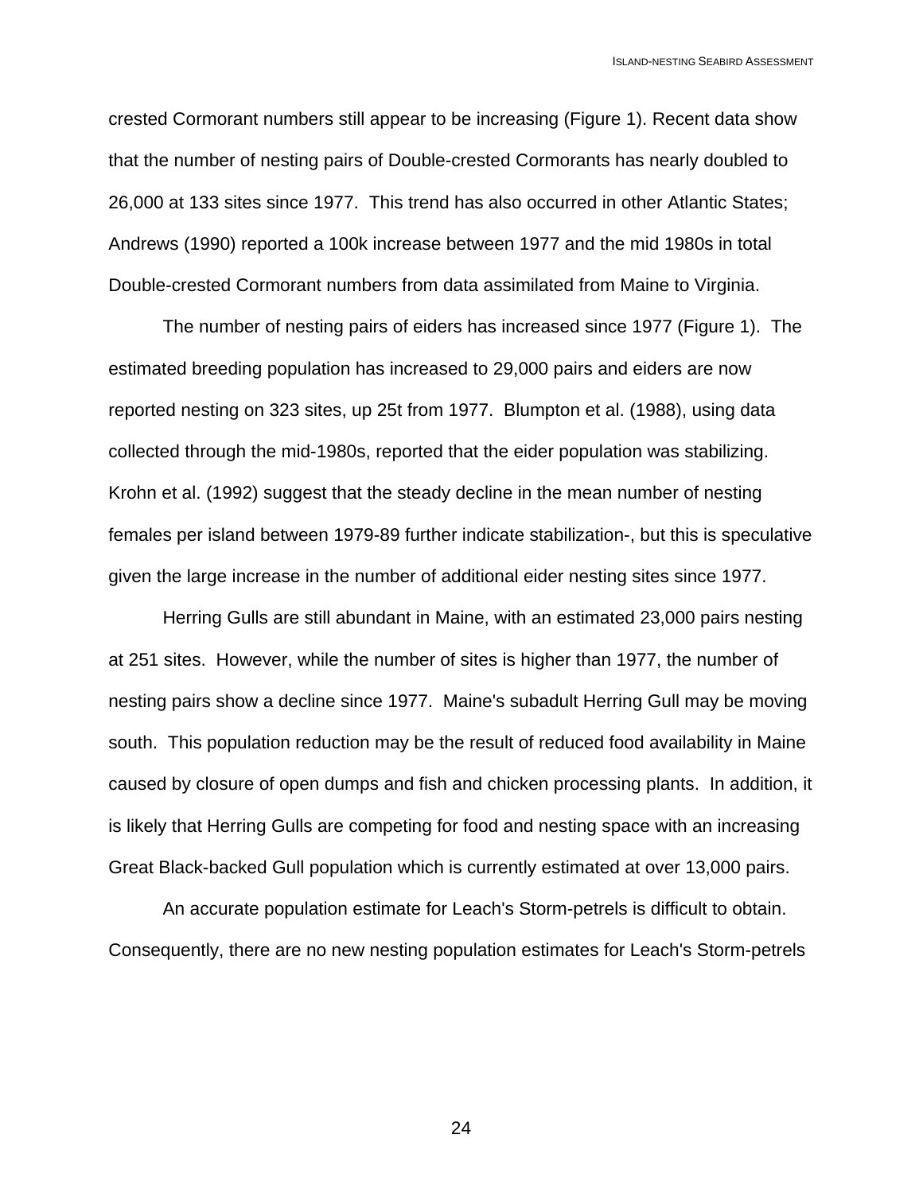crested Cormorant numbers still appear to be increasing (Figure 1). Recent data show that the number of nesting pairs of Double-crested Cormorants has nearly doubled to 26,000 at 133 sites since 1977. This trend has also occurred in other Atlantic States; Andrews (1990) reported a 100k increase between 1977 and the mid 1980s in total Double-crested Cormorant numbers from data assimilated from Maine to Virginia.

The number of nesting pairs of eiders has increased since 1977 (Figure 1). The estimated breeding population has increased to 29,000 pairs and eiders are now reported nesting on 323 sites, up 25t from 1977. Blumpton et al. (1988), using data collected through the mid-1980s, reported that the eider population was stabilizing. Krohn et al. (1992) suggest that the steady decline in the mean number of nesting females per island between 1979-89 further indicate stabilization-, but this is speculative given the large increase in the number of additional eider nesting sites since 1977.

Herring Gulls are still abundant in Maine, with an estimated 23,000 pairs nesting at 251 sites. However, while the number of sites is higher than 1977, the number of nesting pairs show a decline since 1977. Maine's subadult Herring Gull may be moving south. This population reduction may be the result of reduced food availability in Maine caused by closure of open dumps and fish and chicken processing plants. In addition, it is likely that Herring Gulls are competing for food and nesting space with an increasing Great Black-backed Gull population which is currently estimated at over 13,000 pairs.

An accurate population estimate for Leach's Storm-petrels is difficult to obtain. Consequently, there are no new nesting population estimates for Leach's Storm-petrels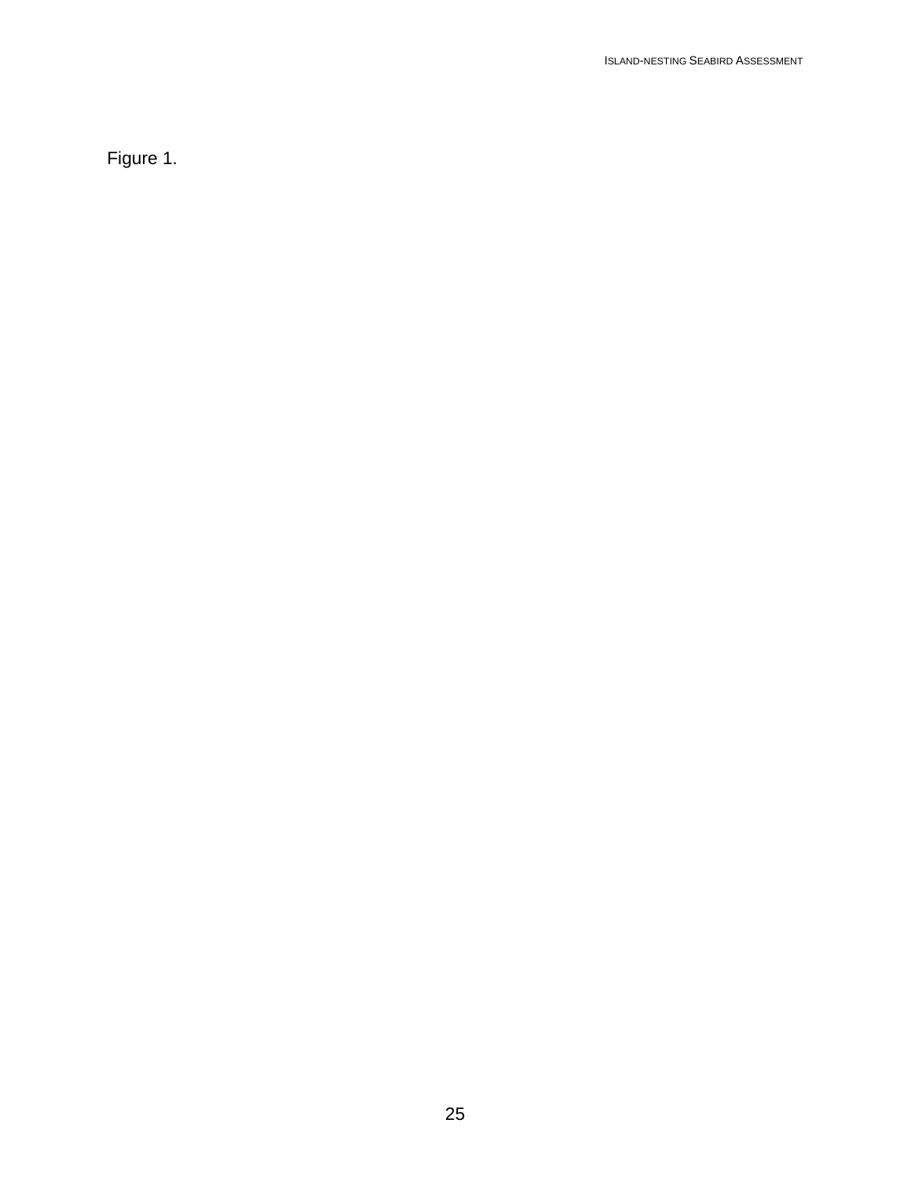Figure 1.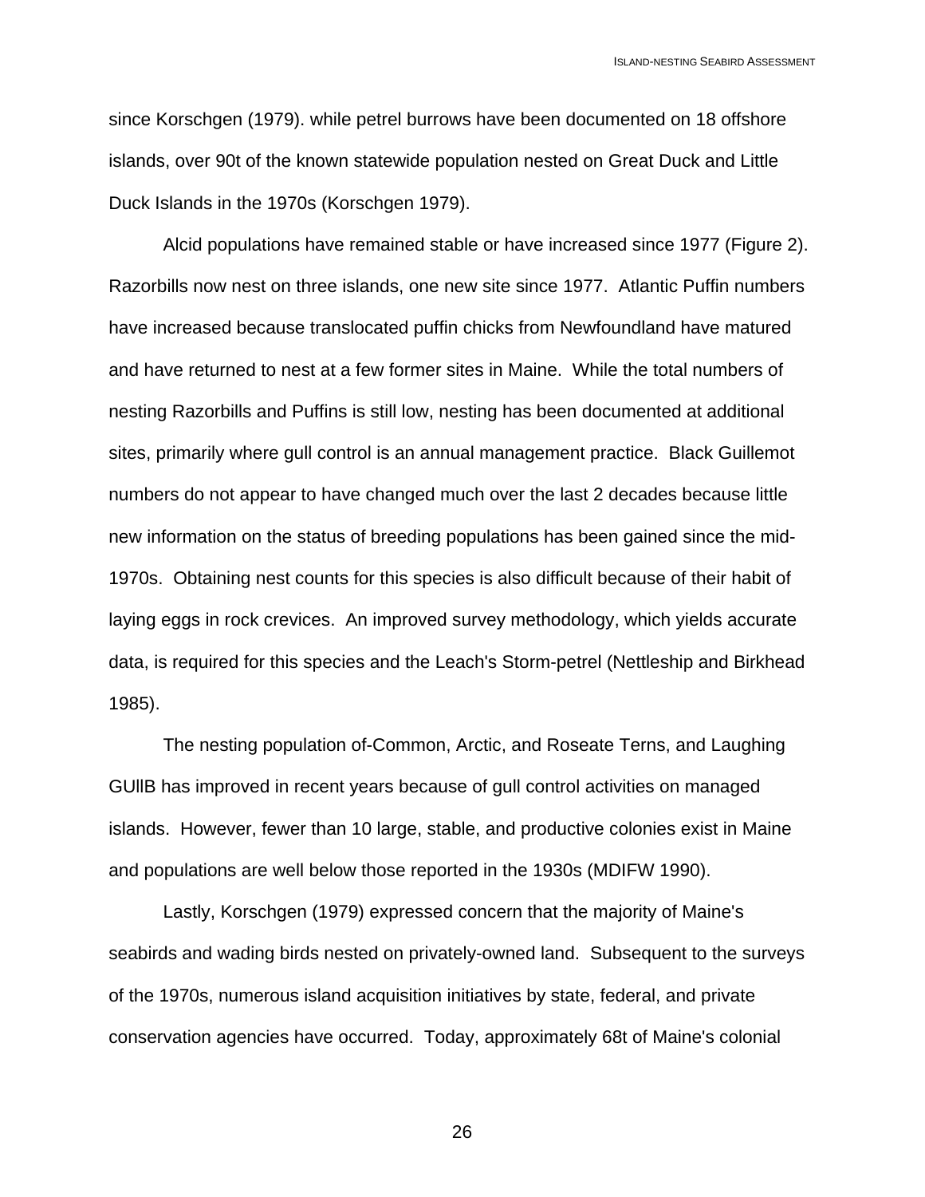since Korschgen (1979). while petrel burrows have been documented on 18 offshore islands, over 90t of the known statewide population nested on Great Duck and Little Duck Islands in the 1970s (Korschgen 1979).

Alcid populations have remained stable or have increased since 1977 (Figure 2). Razorbills now nest on three islands, one new site since 1977. Atlantic Puffin numbers have increased because translocated puffin chicks from Newfoundland have matured and have returned to nest at a few former sites in Maine. While the total numbers of nesting Razorbills and Puffins is still low, nesting has been documented at additional sites, primarily where gull control is an annual management practice. Black Guillemot numbers do not appear to have changed much over the last 2 decades because little new information on the status of breeding populations has been gained since the mid-1970s. Obtaining nest counts for this species is also difficult because of their habit of laying eggs in rock crevices. An improved survey methodology, which yields accurate data, is required for this species and the Leach's Storm-petrel (Nettleship and Birkhead 1985).

The nesting population of-Common, Arctic, and Roseate Terns, and Laughing GUllB has improved in recent years because of gull control activities on managed islands. However, fewer than 10 large, stable, and productive colonies exist in Maine and populations are well below those reported in the 1930s (MDIFW 1990).

Lastly, Korschgen (1979) expressed concern that the majority of Maine's seabirds and wading birds nested on privately-owned land. Subsequent to the surveys of the 1970s, numerous island acquisition initiatives by state, federal, and private conservation agencies have occurred. Today, approximately 68t of Maine's colonial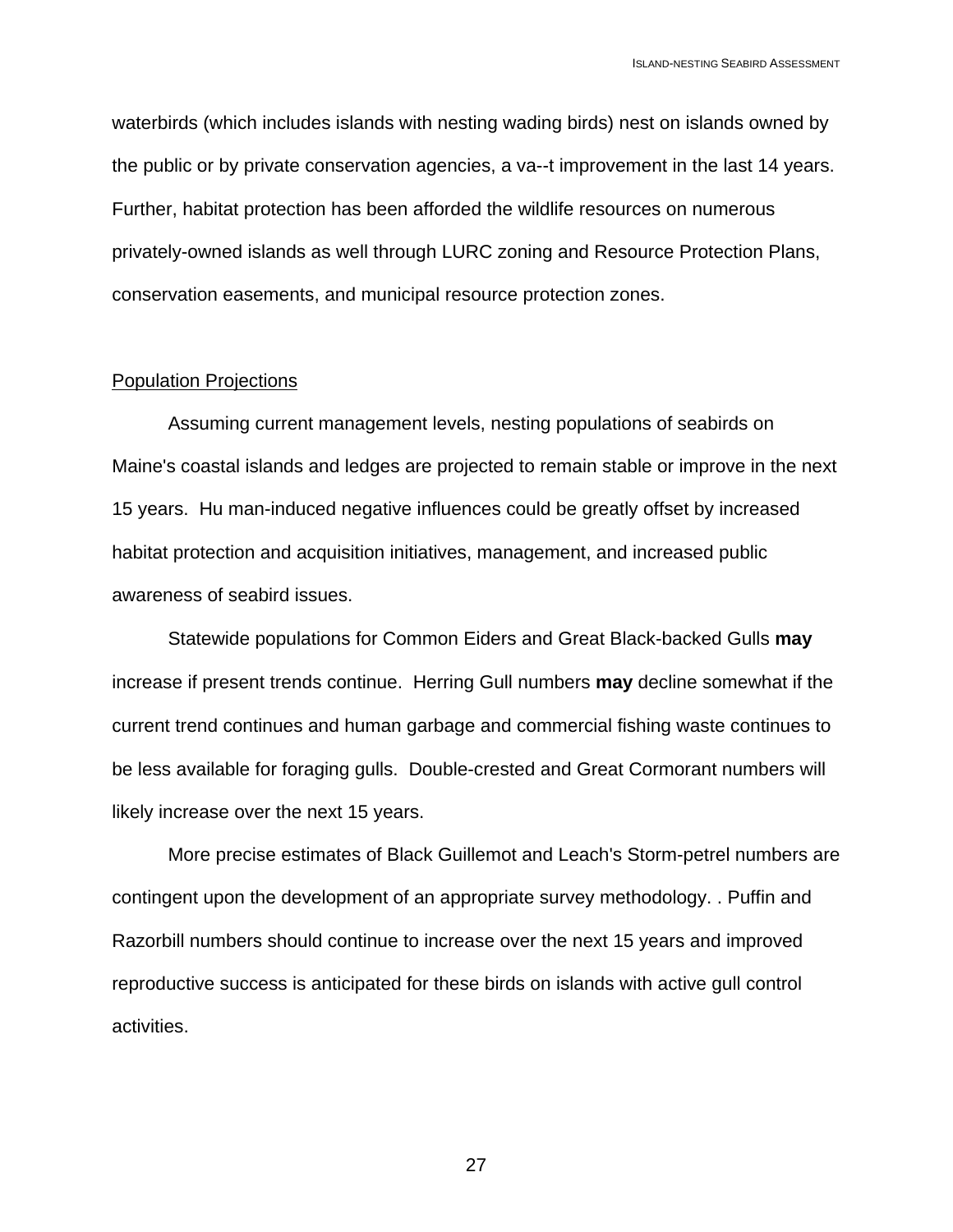waterbirds (which includes islands with nesting wading birds) nest on islands owned by the public or by private conservation agencies, a va--t improvement in the last 14 years. Further, habitat protection has been afforded the wildlife resources on numerous privately-owned islands as well through LURC zoning and Resource Protection Plans, conservation easements, and municipal resource protection zones.

## Population Projections

Assuming current management levels, nesting populations of seabirds on Maine's coastal islands and ledges are projected to remain stable or improve in the next 15 years. Hu man-induced negative influences could be greatly offset by increased habitat protection and acquisition initiatives, management, and increased public awareness of seabird issues.

Statewide populations for Common Eiders and Great Black-backed Gulls **may** increase if present trends continue. Herring Gull numbers **may** decline somewhat if the current trend continues and human garbage and commercial fishing waste continues to be less available for foraging gulls. Double-crested and Great Cormorant numbers will likely increase over the next 15 years.

More precise estimates of Black Guillemot and Leach's Storm-petrel numbers are contingent upon the development of an appropriate survey methodology. . Puffin and Razorbill numbers should continue to increase over the next 15 years and improved reproductive success is anticipated for these birds on islands with active gull control activities.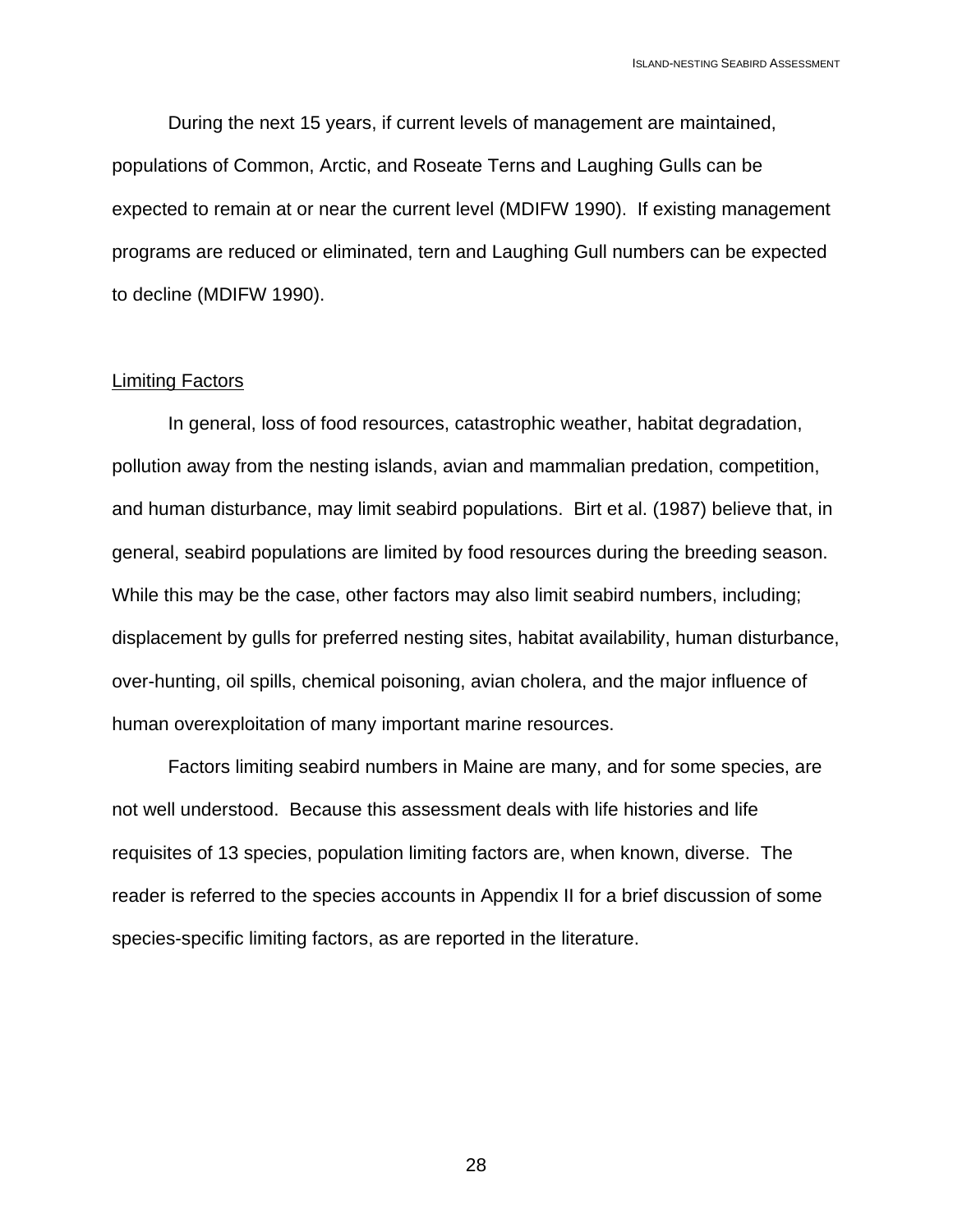During the next 15 years, if current levels of management are maintained, populations of Common, Arctic, and Roseate Terns and Laughing Gulls can be expected to remain at or near the current level (MDIFW 1990). If existing management programs are reduced or eliminated, tern and Laughing Gull numbers can be expected to decline (MDIFW 1990).

## Limiting Factors

In general, loss of food resources, catastrophic weather, habitat degradation, pollution away from the nesting islands, avian and mammalian predation, competition, and human disturbance, may limit seabird populations. Birt et al. (1987) believe that, in general, seabird populations are limited by food resources during the breeding season. While this may be the case, other factors may also limit seabird numbers, including; displacement by gulls for preferred nesting sites, habitat availability, human disturbance, over-hunting, oil spills, chemical poisoning, avian cholera, and the major influence of human overexploitation of many important marine resources.

Factors limiting seabird numbers in Maine are many, and for some species, are not well understood. Because this assessment deals with life histories and life requisites of 13 species, population limiting factors are, when known, diverse. The reader is referred to the species accounts in Appendix II for a brief discussion of some species-specific limiting factors, as are reported in the literature.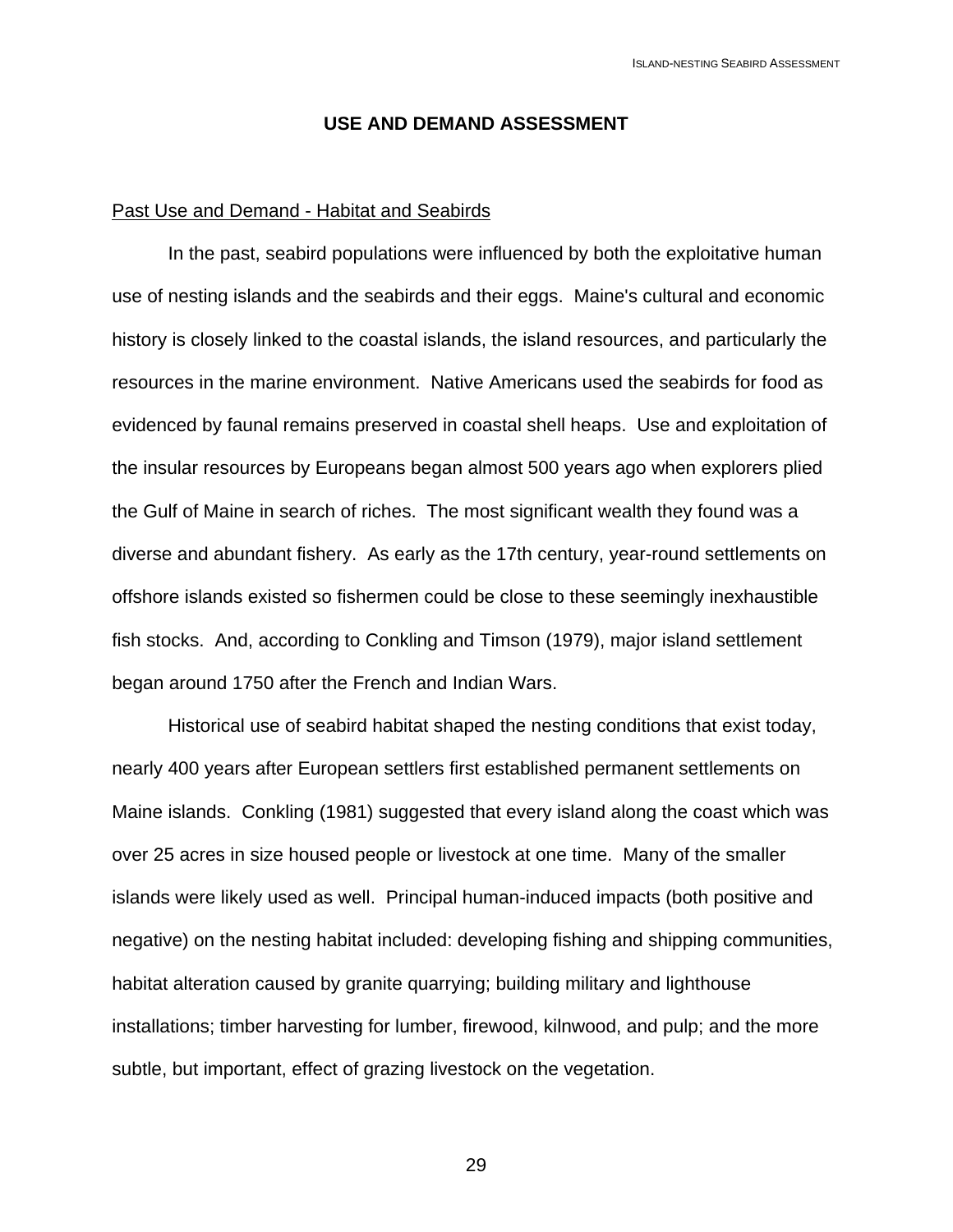## USE AND DEMAND ASSESSMENT

### Past Use and Demand - Habitat and Seabirds

In the past, seabird populations were influenced by both the exploitative human use of nesting islands and the seabirds and their eggs. Maine's cultural and economic history is closely linked to the coastal islands, the island resources, and particularly the resources in the marine environment. Native Americans used the seabirds for food as evidenced by faunal remains preserved in coastal shell heaps. Use and exploitation of the insular resources by Europeans began almost 500 years ago when explorers plied the Gulf of Maine in search of riches. The most significant wealth they found was a diverse and abundant fishery. As early as the 17th century, year-round settlements on offshore islands existed so fishermen could be close to these seemingly inexhaustible fish stocks. And, according to Conkling and Timson (1979), major island settlement began around 1750 after the French and Indian Wars.

Historical use of seabird habitat shaped the nesting conditions that exist today, nearly 400 years after European settlers first established permanent settlements on Maine islands. Conkling (1981) suggested that every island along the coast which was over 25 acres in size housed people or livestock at one time. Many of the smaller islands were likely used as well. Principal human-induced impacts (both positive and negative) on the nesting habitat included: developing fishing and shipping communities, habitat alteration caused by granite quarrying; building military and lighthouse installations; timber harvesting for lumber, firewood, kilnwood, and pulp; and the more subtle, but important, effect of grazing livestock on the vegetation.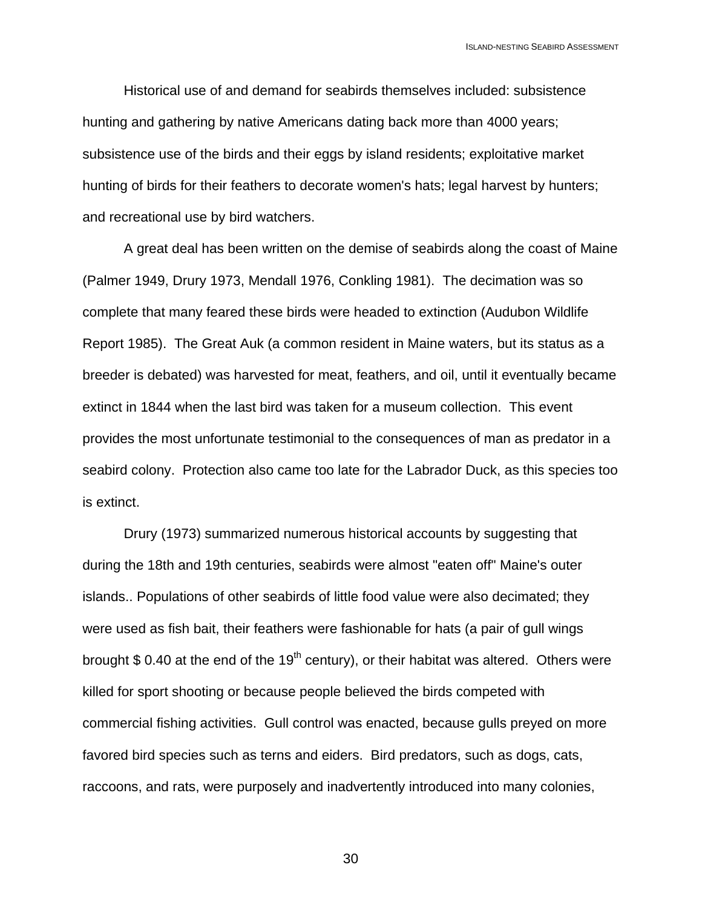Historical use of and demand for seabirds themselves included: subsistence hunting and gathering by native Americans dating back more than 4000 years; subsistence use of the birds and their eggs by island residents; exploitative market hunting of birds for their feathers to decorate women's hats; legal harvest by hunters; and recreational use by bird watchers.

A great deal has been written on the demise of seabirds along the coast of Maine (Palmer 1949, Drury 1973, Mendall 1976, Conkling 1981). The decimation was so complete that many feared these birds were headed to extinction (Audubon Wildlife Report 1985). The Great Auk (a common resident in Maine waters, but its status as a breeder is debated) was harvested for meat, feathers, and oil, until it eventually became extinct in 1844 when the last bird was taken for a museum collection. This event provides the most unfortunate testimonial to the consequences of man as predator in a seabird colony. Protection also came too late for the Labrador Duck, as this species too is extinct.

Drury (1973) summarized numerous historical accounts by suggesting that during the 18th and 19th centuries, seabirds were almost "eaten off" Maine's outer islands.. Populations of other seabirds of little food value were also decimated; they were used as fish bait, their feathers were fashionable for hats (a pair of gull wings brought $ 0.40 at the end of the 19th century), or their habitat was altered. Others were killed for sport shooting or because people believed the birds competed with commercial fishing activities. Gull control was enacted, because gulls preyed on more favored bird species such as terns and eiders. Bird predators, such as dogs, cats, raccoons, and rats, were purposely and inadvertently introduced into many colonies,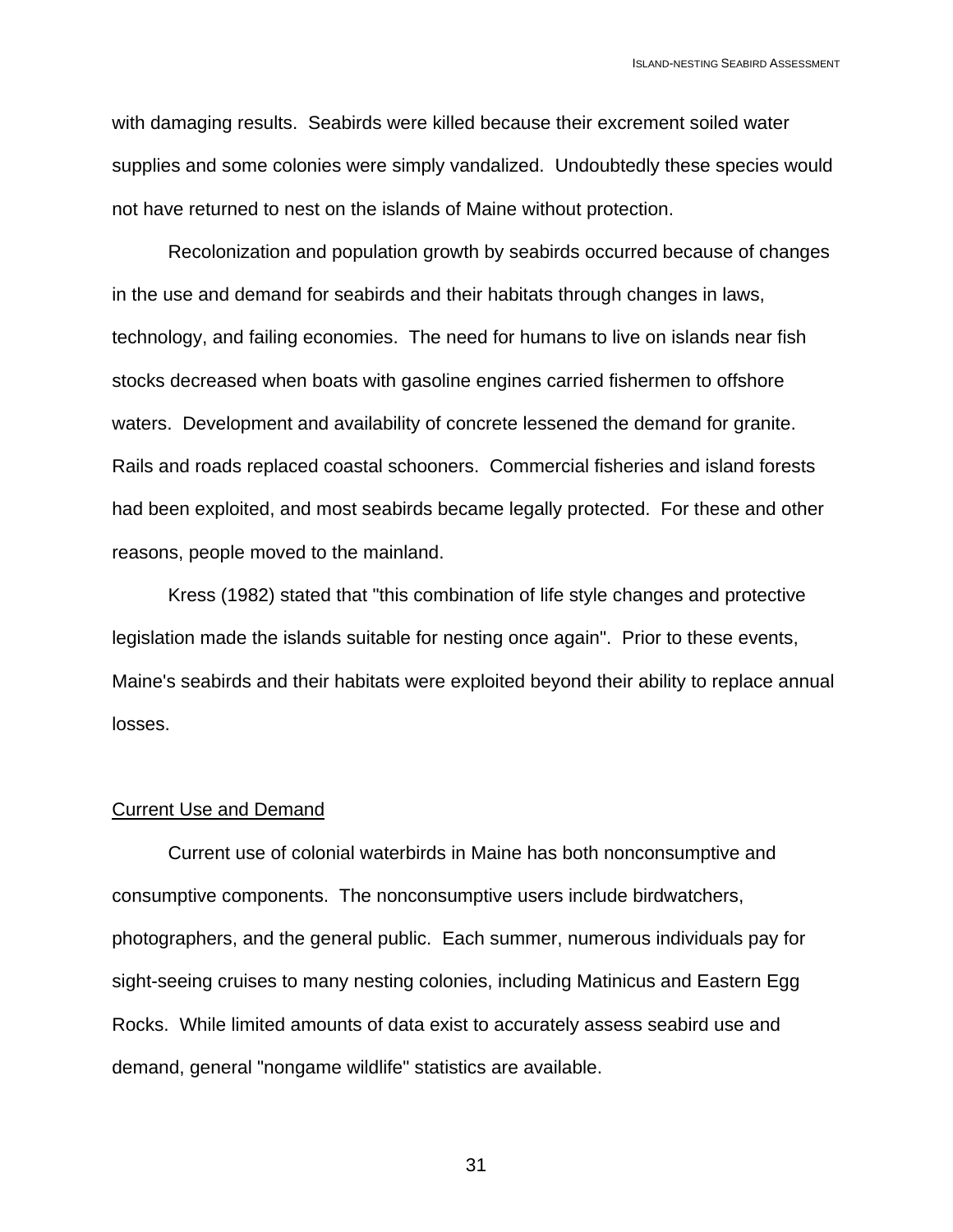with damaging results. Seabirds were killed because their excrement soiled water supplies and some colonies were simply vandalized. Undoubtedly these species would not have returned to nest on the islands of Maine without protection.

Recolonization and population growth by seabirds occurred because of changes in the use and demand for seabirds and their habitats through changes in laws, technology, and failing economies. The need for humans to live on islands near fish stocks decreased when boats with gasoline engines carried fishermen to offshore waters. Development and availability of concrete lessened the demand for granite. Rails and roads replaced coastal schooners. Commercial fisheries and island forests had been exploited, and most seabirds became legally protected. For these and other reasons, people moved to the mainland.

Kress (1982) stated that "this combination of life style changes and protective legislation made the islands suitable for nesting once again". Prior to these events, Maine's seabirds and their habitats were exploited beyond their ability to replace annual losses.

## Current Use and Demand

Current use of colonial waterbirds in Maine has both nonconsumptive and consumptive components. The nonconsumptive users include birdwatchers, photographers, and the general public. Each summer, numerous individuals pay for sight-seeing cruises to many nesting colonies, including Matinicus and Eastern Egg Rocks. While limited amounts of data exist to accurately assess seabird use and demand, general "nongame wildlife" statistics are available.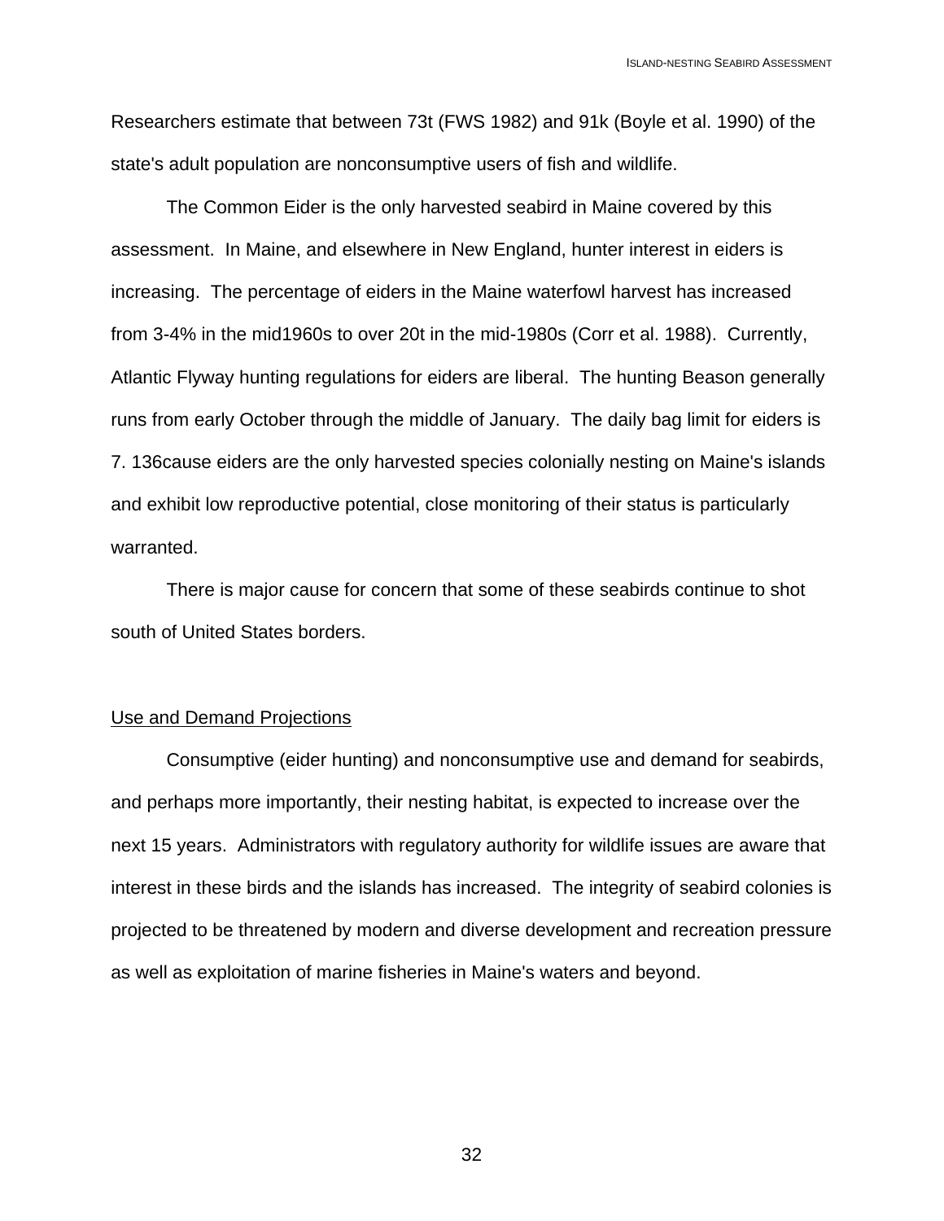Researchers estimate that between 73t (FWS 1982) and 91k (Boyle et al. 1990) of the state's adult population are nonconsumptive users of fish and wildlife.

The Common Eider is the only harvested seabird in Maine covered by this assessment. In Maine, and elsewhere in New England, hunter interest in eiders is increasing. The percentage of eiders in the Maine waterfowl harvest has increased from 3-4% in the mid1960s to over 20t in the mid-1980s (Corr et al. 1988). Currently, Atlantic Flyway hunting regulations for eiders are liberal. The hunting Beason generally runs from early October through the middle of January. The daily bag limit for eiders is 7. 136cause eiders are the only harvested species colonially nesting on Maine's islands and exhibit low reproductive potential, close monitoring of their status is particularly warranted.

There is major cause for concern that some of these seabirds continue to shot south of United States borders.

## Use and Demand Projections

Consumptive (eider hunting) and nonconsumptive use and demand for seabirds, and perhaps more importantly, their nesting habitat, is expected to increase over the next 15 years. Administrators with regulatory authority for wildlife issues are aware that interest in these birds and the islands has increased. The integrity of seabird colonies is projected to be threatened by modern and diverse development and recreation pressure as well as exploitation of marine fisheries in Maine's waters and beyond.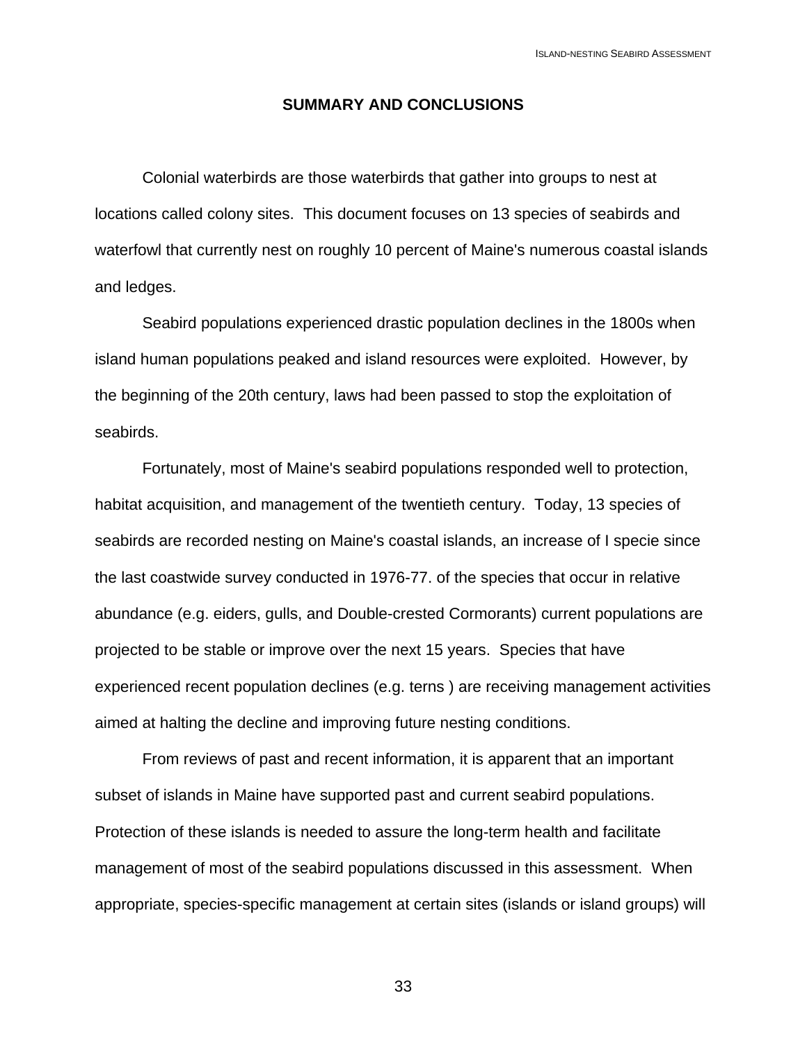## SUMMARY AND CONCLUSIONS

Colonial waterbirds are those waterbirds that gather into groups to nest at locations called colony sites. This document focuses on 13 species of seabirds and waterfowl that currently nest on roughly 10 percent of Maine's numerous coastal islands and ledges.

Seabird populations experienced drastic population declines in the 1800s when island human populations peaked and island resources were exploited. However, by the beginning of the 20th century, laws had been passed to stop the exploitation of seabirds.

Fortunately, most of Maine's seabird populations responded well to protection, habitat acquisition, and management of the twentieth century. Today, 13 species of seabirds are recorded nesting on Maine's coastal islands, an increase of I specie since the last coastwide survey conducted in 1976-77. of the species that occur in relative abundance (e.g. eiders, gulls, and Double-crested Cormorants) current populations are projected to be stable or improve over the next 15 years. Species that have experienced recent population declines (e.g. terns ) are receiving management activities aimed at halting the decline and improving future nesting conditions.

From reviews of past and recent information, it is apparent that an important subset of islands in Maine have supported past and current seabird populations. Protection of these islands is needed to assure the long-term health and facilitate management of most of the seabird populations discussed in this assessment. When appropriate, species-specific management at certain sites (islands or island groups) will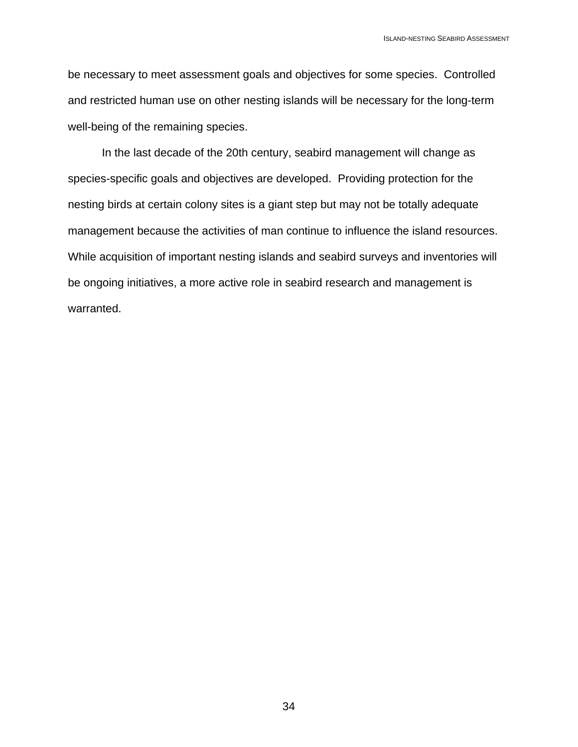be necessary to meet assessment goals and objectives for some species. Controlled and restricted human use on other nesting islands will be necessary for the long-term well-being of the remaining species.

In the last decade of the 20th century, seabird management will change as species-specific goals and objectives are developed. Providing protection for the nesting birds at certain colony sites is a giant step but may not be totally adequate management because the activities of man continue to influence the island resources. While acquisition of important nesting islands and seabird surveys and inventories will be ongoing initiatives, a more active role in seabird research and management is warranted.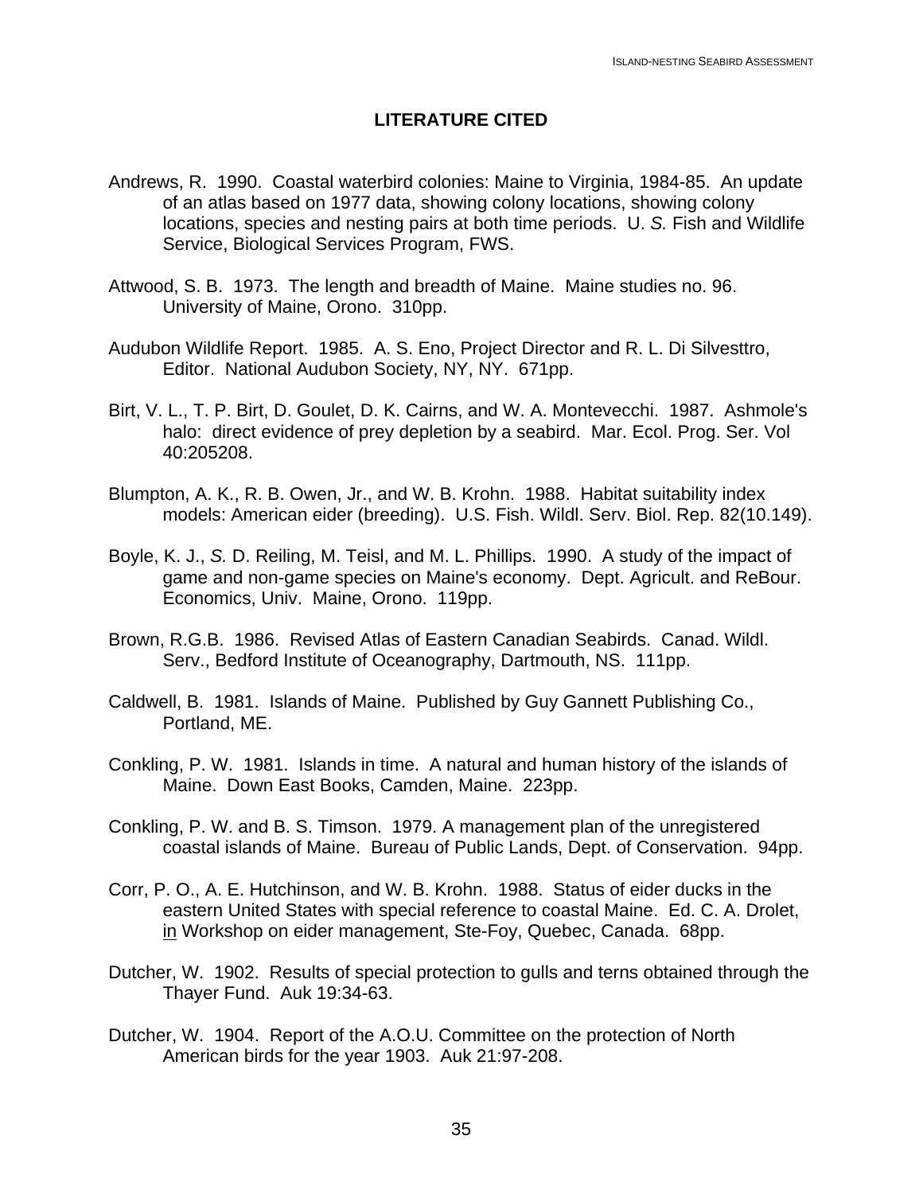## LITERATURE CITED

Andrews, R. 1990. Coastal waterbird colonies: Maine to Virginia, 1984-85. An update of an atlas based on 1977 data, showing colony locations, showing colony locations, species and nesting pairs at both time periods. U. *S.* Fish and Wildlife Service, Biological Services Program, FWS.

Attwood, S. B. 1973. The length and breadth of Maine. Maine studies no. 96. University of Maine, Orono. 310pp.

Audubon Wildlife Report. 1985. A. S. Eno, Project Director and R. L. Di Silvesttro, Editor. National Audubon Society, NY, NY. 671pp.

Birt, V. L., T. P. Birt, D. Goulet, D. K. Cairns, and W. A. Montevecchi. 1987. Ashmole's halo: direct evidence of prey depletion by a seabird. Mar. Ecol. Prog. Ser. Vol 40:205208.

Blumpton, A. K., R. B. Owen, Jr., and W. B. Krohn. 1988. Habitat suitability index models: American eider (breeding). U.S. Fish. Wildl. Serv. Biol. Rep. 82(10.149).

Boyle, K. J., *S.* D. Reiling, M. Teisl, and M. L. Phillips. 1990. A study of the impact of game and non-game species on Maine's economy. Dept. Agricult. and ReBour. Economics, Univ. Maine, Orono. 119pp.

Brown, R.G.B. 1986. Revised Atlas of Eastern Canadian Seabirds. Canad. Wildl. Serv., Bedford Institute of Oceanography, Dartmouth, NS. 111pp.

Caldwell, B. 1981. Islands of Maine. Published by Guy Gannett Publishing Co., Portland, ME.

Conkling, P. W. 1981. Islands in time. A natural and human history of the islands of Maine. Down East Books, Camden, Maine. 223pp.

Conkling, P. W. and B. S. Timson. 1979. A management plan of the unregistered coastal islands of Maine. Bureau of Public Lands, Dept. of Conservation. 94pp.

Corr, P. O., A. E. Hutchinson, and W. B. Krohn. 1988. Status of eider ducks in the eastern United States with special reference to coastal Maine. Ed. C. A. Drolet, in Workshop on eider management, Ste-Foy, Quebec, Canada. 68pp.

Dutcher, W. 1902. Results of special protection to gulls and terns obtained through the Thayer Fund. Auk 19:34-63.

Dutcher, W. 1904. Report of the A.O.U. Committee on the protection of North American birds for the year 1903. Auk 21:97-208.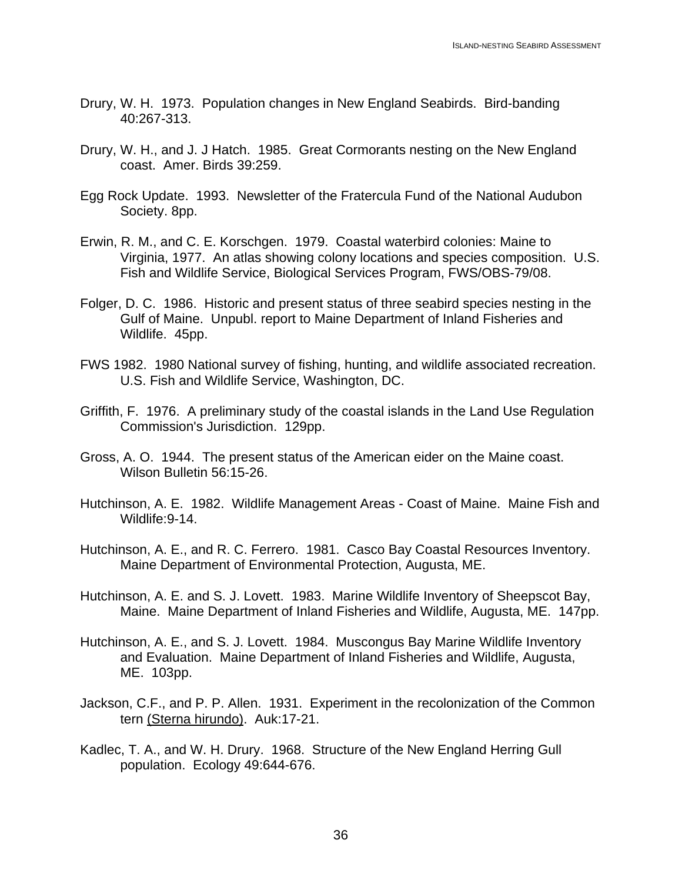Drury, W. H. 1973. Population changes in New England Seabirds. Bird-banding 40:267-313.

Drury, W. H., and J. J Hatch. 1985. Great Cormorants nesting on the New England coast. Amer. Birds 39:259.

Egg Rock Update. 1993. Newsletter of the Fratercula Fund of the National Audubon Society. 8pp.

Erwin, R. M., and C. E. Korschgen. 1979. Coastal waterbird colonies: Maine to Virginia, 1977. An atlas showing colony locations and species composition. U.S. Fish and Wildlife Service, Biological Services Program, FWS/OBS-79/08.

Folger, D. C. 1986. Historic and present status of three seabird species nesting in the Gulf of Maine. Unpubl. report to Maine Department of Inland Fisheries and Wildlife. 45pp.

FWS 1982. 1980 National survey of fishing, hunting, and wildlife associated recreation. U.S. Fish and Wildlife Service, Washington, DC.

Griffith, F. 1976. A preliminary study of the coastal islands in the Land Use Regulation Commission's Jurisdiction. 129pp.

Gross, A. O. 1944. The present status of the American eider on the Maine coast. Wilson Bulletin 56:15-26.

Hutchinson, A. E. 1982. Wildlife Management Areas - Coast of Maine. Maine Fish and Wildlife:9-14.

Hutchinson, A. E., and R. C. Ferrero. 1981. Casco Bay Coastal Resources Inventory. Maine Department of Environmental Protection, Augusta, ME.

Hutchinson, A. E. and S. J. Lovett. 1983. Marine Wildlife Inventory of Sheepscot Bay, Maine. Maine Department of Inland Fisheries and Wildlife, Augusta, ME. 147pp.

Hutchinson, A. E., and S. J. Lovett. 1984. Muscongus Bay Marine Wildlife Inventory and Evaluation. Maine Department of Inland Fisheries and Wildlife, Augusta, ME. 103pp.

Jackson, C.F., and P. P. Allen. 1931. Experiment in the recolonization of the Common tern (Sterna hirundo). Auk:17-21.

Kadlec, T. A., and W. H. Drury. 1968. Structure of the New England Herring Gull population. Ecology 49:644-676.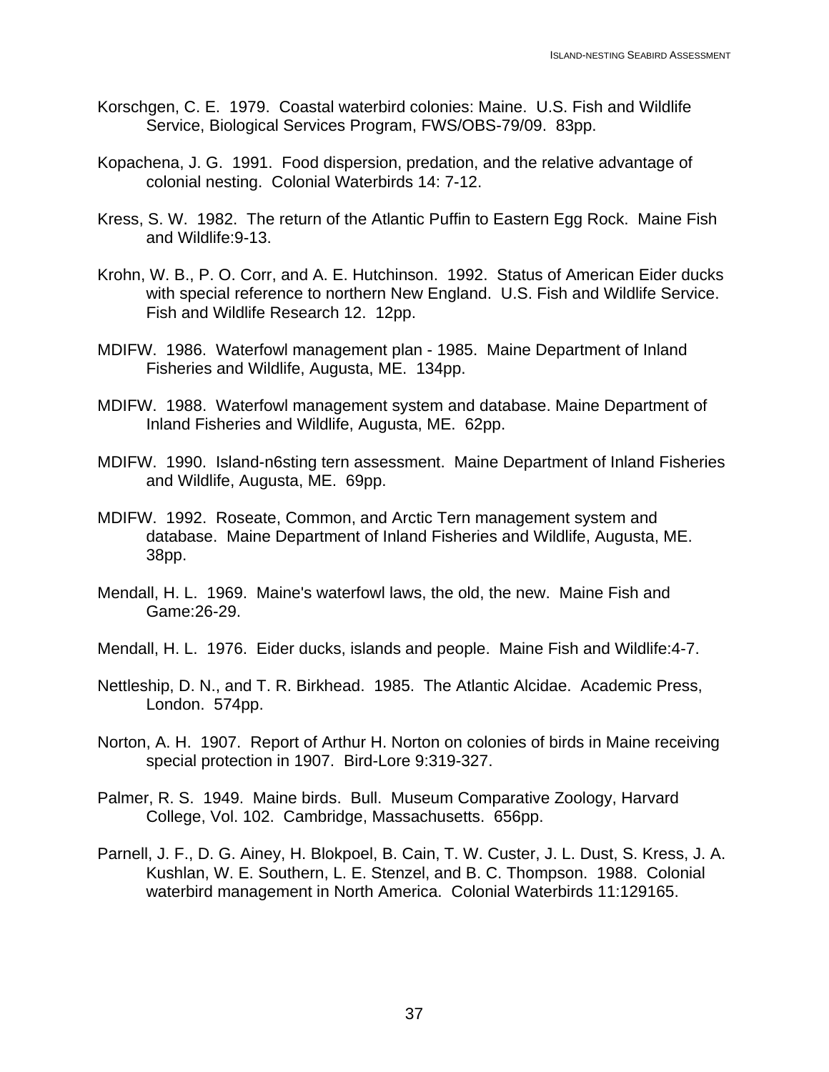Korschgen, C. E. 1979. Coastal waterbird colonies: Maine. U.S. Fish and Wildlife Service, Biological Services Program, FWS/OBS-79/09. 83pp.

Kopachena, J. G. 1991. Food dispersion, predation, and the relative advantage of colonial nesting. Colonial Waterbirds 14: 7-12.

Kress, S. W. 1982. The return of the Atlantic Puffin to Eastern Egg Rock. Maine Fish and Wildlife:9-13.

Krohn, W. B., P. O. Corr, and A. E. Hutchinson. 1992. Status of American Eider ducks with special reference to northern New England. U.S. Fish and Wildlife Service. Fish and Wildlife Research 12. 12pp.

MDIFW. 1986. Waterfowl management plan - 1985. Maine Department of Inland Fisheries and Wildlife, Augusta, ME. 134pp.

MDIFW. 1988. Waterfowl management system and database. Maine Department of Inland Fisheries and Wildlife, Augusta, ME. 62pp.

MDIFW. 1990. Island-n6sting tern assessment. Maine Department of Inland Fisheries and Wildlife, Augusta, ME. 69pp.

MDIFW. 1992. Roseate, Common, and Arctic Tern management system and database. Maine Department of Inland Fisheries and Wildlife, Augusta, ME. 38pp.

Mendall, H. L. 1969. Maine's waterfowl laws, the old, the new. Maine Fish and Game:26-29.

Mendall, H. L. 1976. Eider ducks, islands and people. Maine Fish and Wildlife:4-7.

Nettleship, D. N., and T. R. Birkhead. 1985. The Atlantic Alcidae. Academic Press, London. 574pp.

Norton, A. H. 1907. Report of Arthur H. Norton on colonies of birds in Maine receiving special protection in 1907. Bird-Lore 9:319-327.

Palmer, R. S. 1949. Maine birds. Bull. Museum Comparative Zoology, Harvard College, Vol. 102. Cambridge, Massachusetts. 656pp.

Parnell, J. F., D. G. Ainey, H. Blokpoel, B. Cain, T. W. Custer, J. L. Dust, S. Kress, J. A. Kushlan, W. E. Southern, L. E. Stenzel, and B. C. Thompson. 1988. Colonial waterbird management in North America. Colonial Waterbirds 11:129165.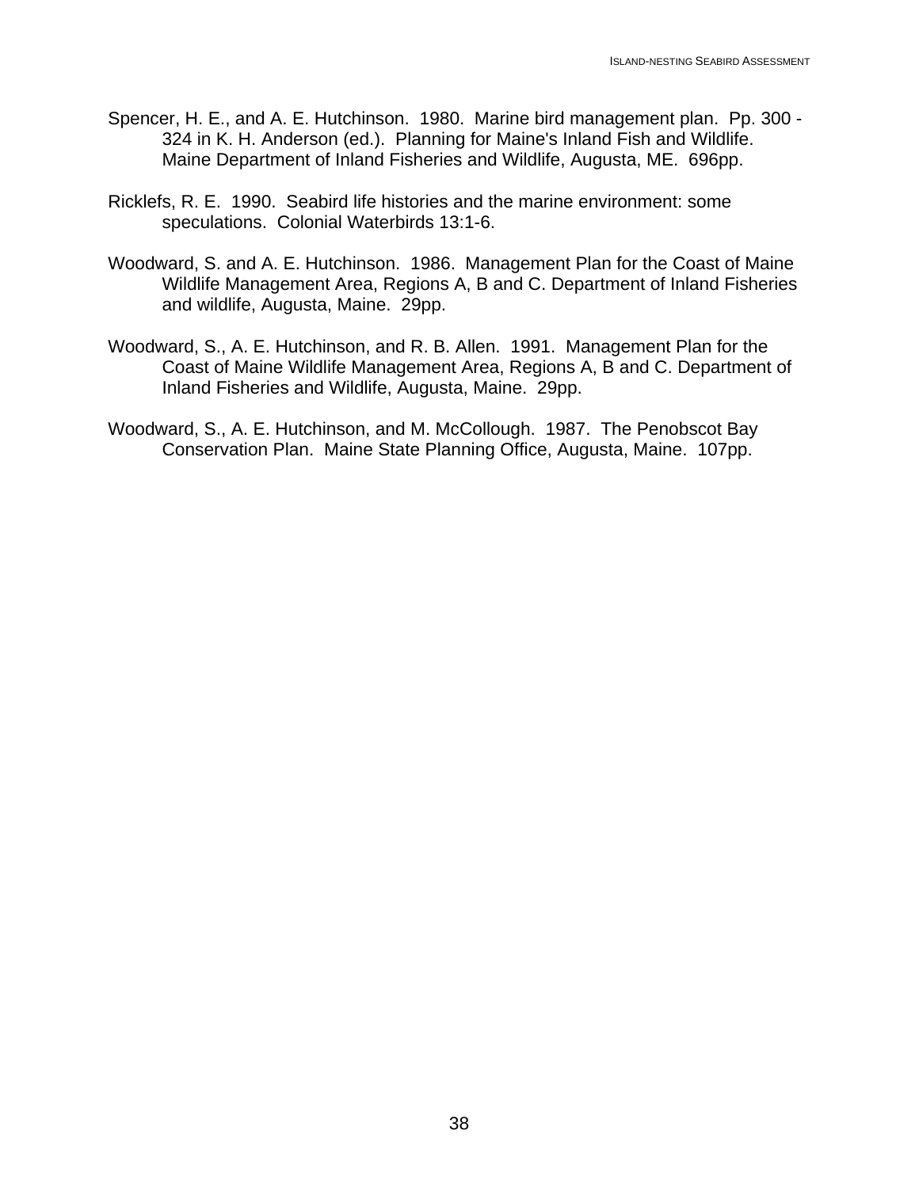Spencer, H. E., and A. E. Hutchinson. 1980. Marine bird management plan. Pp. 300 - 324 in K. H. Anderson (ed.). Planning for Maine's Inland Fish and Wildlife. Maine Department of Inland Fisheries and Wildlife, Augusta, ME. 696pp.

Ricklefs, R. E. 1990. Seabird life histories and the marine environment: some speculations. Colonial Waterbirds 13:1-6.

Woodward, S. and A. E. Hutchinson. 1986. Management Plan for the Coast of Maine Wildlife Management Area, Regions A, B and C. Department of Inland Fisheries and wildlife, Augusta, Maine. 29pp.

Woodward, S., A. E. Hutchinson, and R. B. Allen. 1991. Management Plan for the Coast of Maine Wildlife Management Area, Regions A, B and C. Department of Inland Fisheries and Wildlife, Augusta, Maine. 29pp.

Woodward, S., A. E. Hutchinson, and M. McCollough. 1987. The Penobscot Bay Conservation Plan. Maine State Planning Office, Augusta, Maine. 107pp.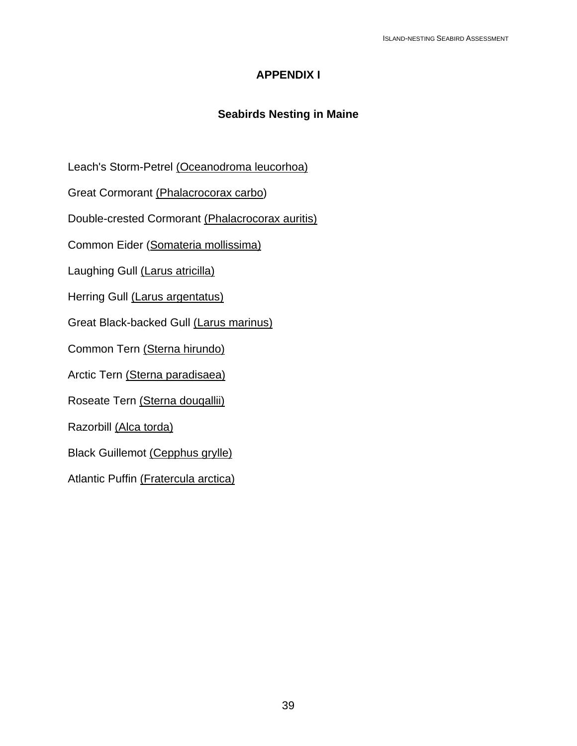# APPENDIX I

## Seabirds Nesting in Maine

Leach's Storm-Petrel (Oceanodroma leucorhoa)

Great Cormorant (Phalacrocorax carbo)

Double-crested Cormorant (Phalacrocorax auritis)

Common Eider (Somateria mollissima)

Laughing Gull (Larus atricilla)

Herring Gull (Larus argentatus)

Great Black-backed Gull (Larus marinus)

Common Tern (Sterna hirundo)

Arctic Tern (Sterna paradisaea)

Roseate Tern (Sterna douqallii)

Razorbill (Alca torda)

Black Guillemot (Cepphus grylle)

Atlantic Puffin (Fratercula arctica)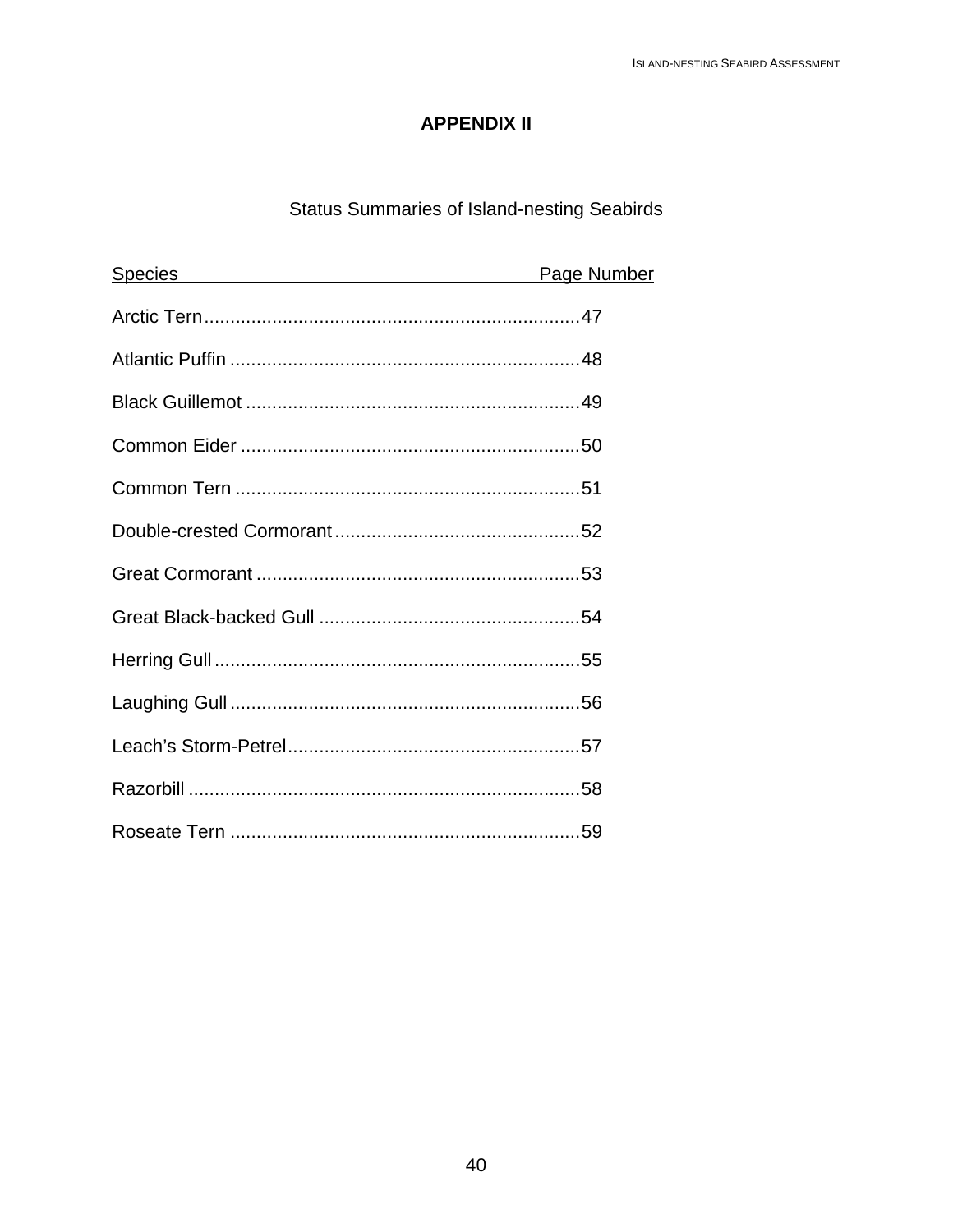# APPENDIX II

## Status Summaries of Island-nesting Seabirds

| Species | Page Number |
|---|---|
| Arctic Tern | 47 |
| Atlantic Puffin | 48 |
| Black Guillemot | 49 |
| Common Eider | 50 |
| Common Tern | 51 |
| Double-crested Cormorant | 52 |
| Great Cormorant | 53 |
| Great Black-backed Gull | 54 |
| Herring Gull | 55 |
| Laughing Gull | 56 |
| Leach's Storm-Petrel | 57 |
| Razorbill | 58 |
| Roseate Tern | 59 |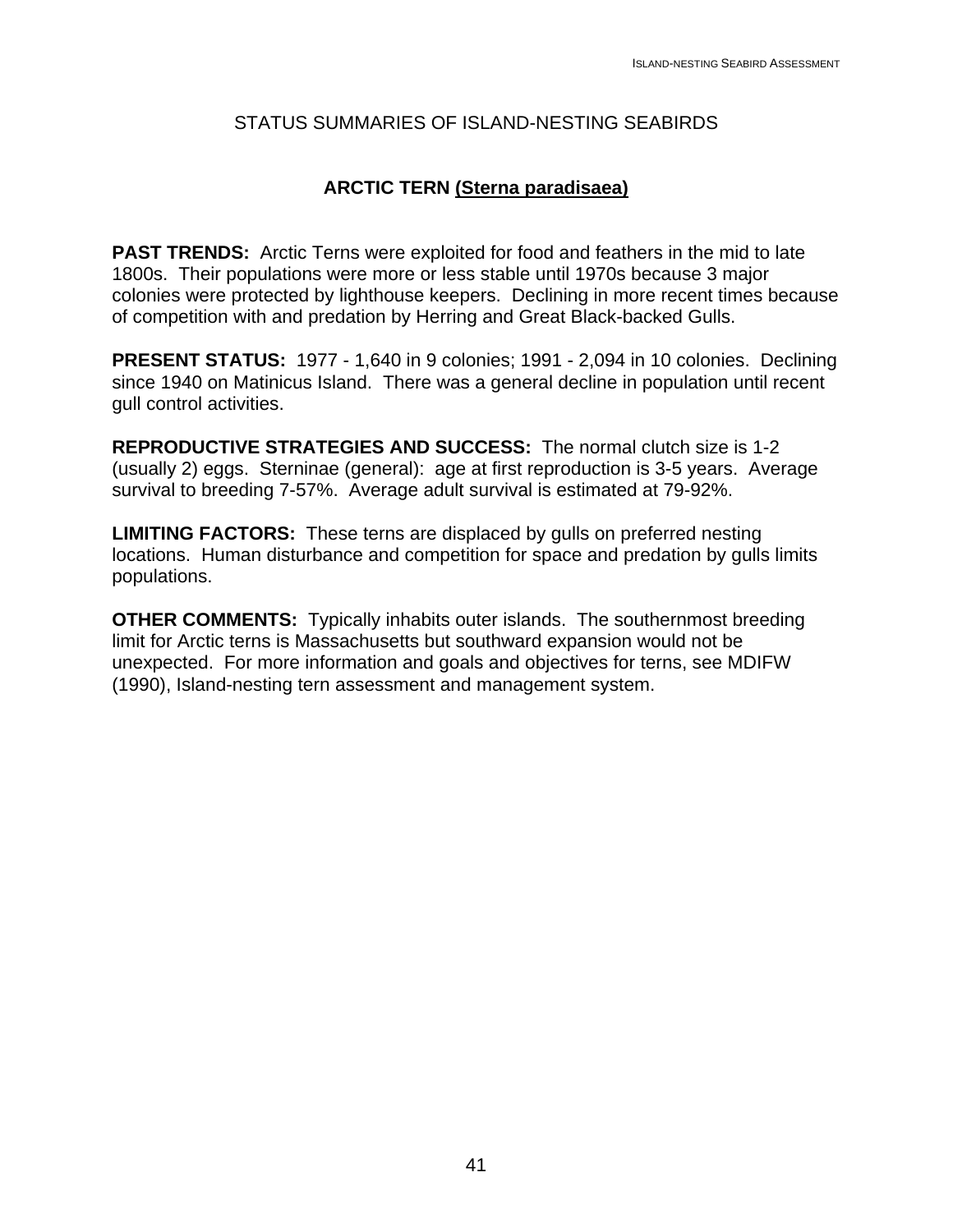## STATUS SUMMARIES OF ISLAND-NESTING SEABIRDS

### ARCTIC TERN (Sterna paradisaea)

**PAST TRENDS:** Arctic Terns were exploited for food and feathers in the mid to late 1800s. Their populations were more or less stable until 1970s because 3 major colonies were protected by lighthouse keepers. Declining in more recent times because of competition with and predation by Herring and Great Black-backed Gulls.

**PRESENT STATUS:** 1977 - 1,640 in 9 colonies; 1991 - 2,094 in 10 colonies. Declining since 1940 on Matinicus Island. There was a general decline in population until recent gull control activities.

**REPRODUCTIVE STRATEGIES AND SUCCESS:** The normal clutch size is 1-2 (usually 2) eggs. Sterninae (general): age at first reproduction is 3-5 years. Average survival to breeding 7-57%. Average adult survival is estimated at 79-92%.

**LIMITING FACTORS:** These terns are displaced by gulls on preferred nesting locations. Human disturbance and competition for space and predation by gulls limits populations.

**OTHER COMMENTS:** Typically inhabits outer islands. The southernmost breeding limit for Arctic terns is Massachusetts but southward expansion would not be unexpected. For more information and goals and objectives for terns, see MDIFW (1990), Island-nesting tern assessment and management system.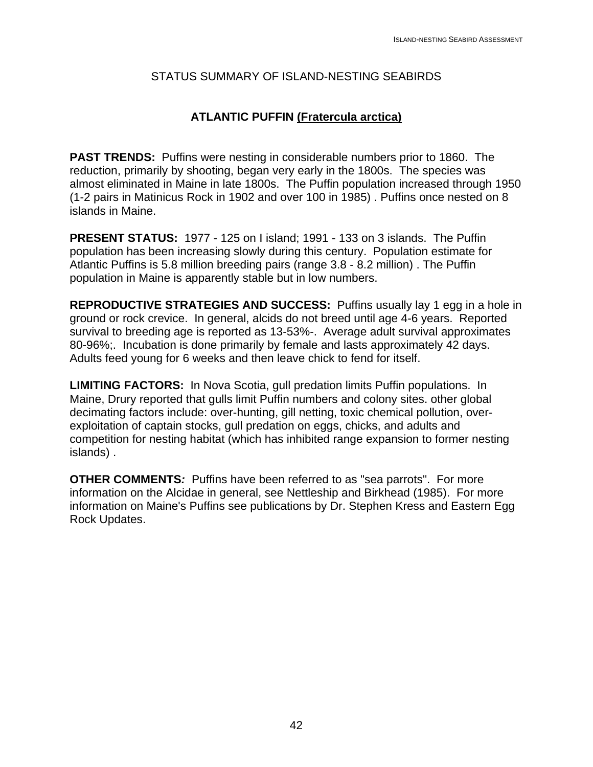STATUS SUMMARY OF ISLAND-NESTING SEABIRDS

## ATLANTIC PUFFIN (Fratercula arctica)

**PAST TRENDS:** Puffins were nesting in considerable numbers prior to 1860. The reduction, primarily by shooting, began very early in the 1800s. The species was almost eliminated in Maine in late 1800s. The Puffin population increased through 1950 (1-2 pairs in Matinicus Rock in 1902 and over 100 in 1985) . Puffins once nested on 8 islands in Maine.

**PRESENT STATUS:** 1977 - 125 on I island; 1991 - 133 on 3 islands. The Puffin population has been increasing slowly during this century. Population estimate for Atlantic Puffins is 5.8 million breeding pairs (range 3.8 - 8.2 million) . The Puffin population in Maine is apparently stable but in low numbers.

**REPRODUCTIVE STRATEGIES AND SUCCESS:** Puffins usually lay 1 egg in a hole in ground or rock crevice. In general, alcids do not breed until age 4-6 years. Reported survival to breeding age is reported as 13-53%-. Average adult survival approximates 80-96%;. Incubation is done primarily by female and lasts approximately 42 days. Adults feed young for 6 weeks and then leave chick to fend for itself.

**LIMITING FACTORS:** In Nova Scotia, gull predation limits Puffin populations. In Maine, Drury reported that gulls limit Puffin numbers and colony sites. other global decimating factors include: over-hunting, gill netting, toxic chemical pollution, over-exploitation of captain stocks, gull predation on eggs, chicks, and adults and competition for nesting habitat (which has inhibited range expansion to former nesting islands) .

**OTHER COMMENTS*:*** Puffins have been referred to as "sea parrots". For more information on the Alcidae in general, see Nettleship and Birkhead (1985). For more information on Maine's Puffins see publications by Dr. Stephen Kress and Eastern Egg Rock Updates.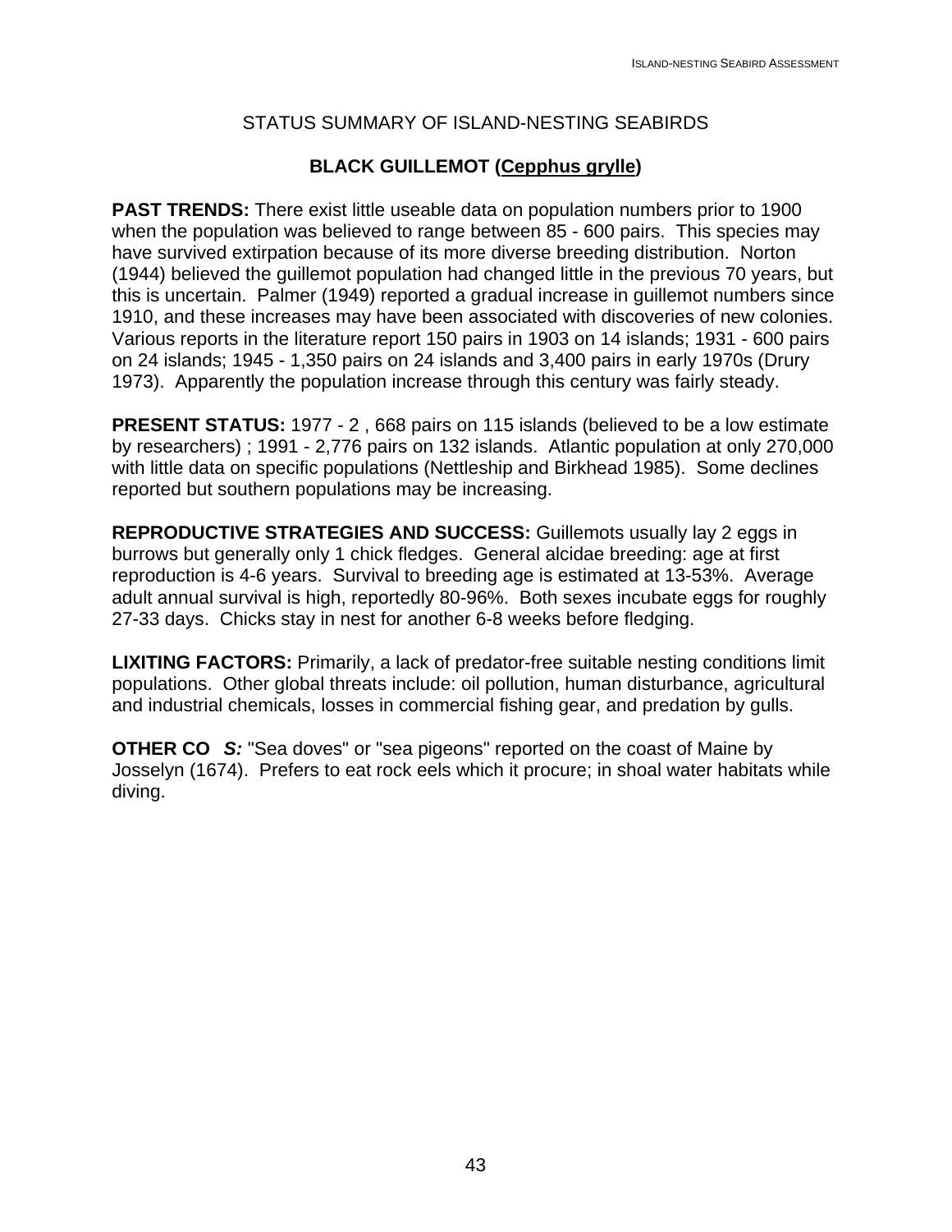# STATUS SUMMARY OF ISLAND-NESTING SEABIRDS

## BLACK GUILLEMOT (Cepphus grylle)

**PAST TRENDS:** There exist little useable data on population numbers prior to 1900 when the population was believed to range between 85 - 600 pairs. This species may have survived extirpation because of its more diverse breeding distribution. Norton (1944) believed the guillemot population had changed little in the previous 70 years, but this is uncertain. Palmer (1949) reported a gradual increase in guillemot numbers since 1910, and these increases may have been associated with discoveries of new colonies. Various reports in the literature report 150 pairs in 1903 on 14 islands; 1931 - 600 pairs on 24 islands; 1945 - 1,350 pairs on 24 islands and 3,400 pairs in early 1970s (Drury 1973). Apparently the population increase through this century was fairly steady.

**PRESENT STATUS:** 1977 - 2 , 668 pairs on 115 islands (believed to be a low estimate by researchers) ; 1991 - 2,776 pairs on 132 islands. Atlantic population at only 270,000 with little data on specific populations (Nettleship and Birkhead 1985). Some declines reported but southern populations may be increasing.

**REPRODUCTIVE STRATEGIES AND SUCCESS:** Guillemots usually lay 2 eggs in burrows but generally only 1 chick fledges. General alcidae breeding: age at first reproduction is 4-6 years. Survival to breeding age is estimated at 13-53%. Average adult annual survival is high, reportedly 80-96%. Both sexes incubate eggs for roughly 27-33 days. Chicks stay in nest for another 6-8 weeks before fledging.

**LIXITING FACTORS:** Primarily, a lack of predator-free suitable nesting conditions limit populations. Other global threats include: oil pollution, human disturbance, agricultural and industrial chemicals, losses in commercial fishing gear, and predation by gulls.

**OTHER CO *S:*** "Sea doves" or "sea pigeons" reported on the coast of Maine by Josselyn (1674). Prefers to eat rock eels which it procure; in shoal water habitats while diving.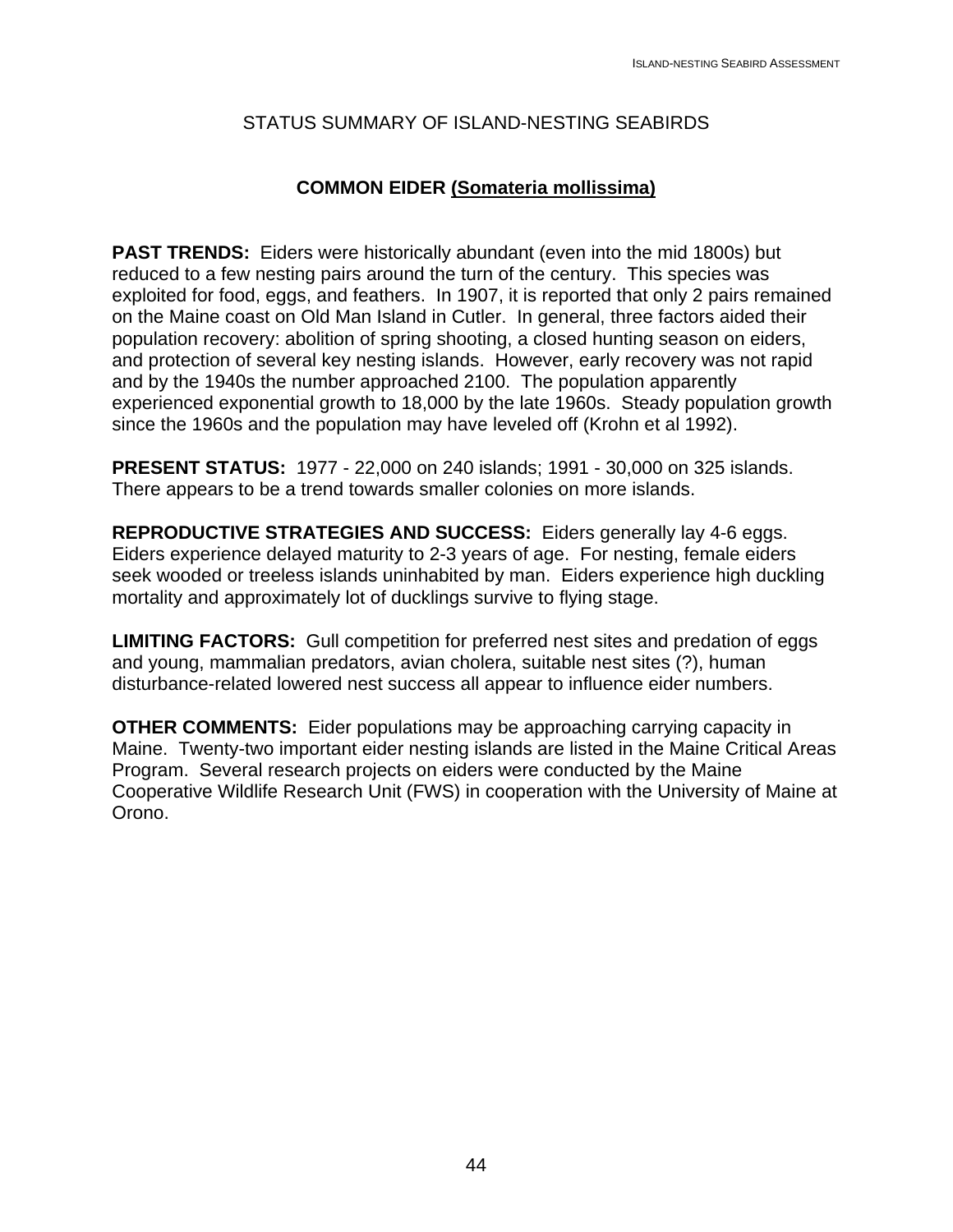## STATUS SUMMARY OF ISLAND-NESTING SEABIRDS

### COMMON EIDER (Somateria mollissima)

**PAST TRENDS:** Eiders were historically abundant (even into the mid 1800s) but reduced to a few nesting pairs around the turn of the century. This species was exploited for food, eggs, and feathers. In 1907, it is reported that only 2 pairs remained on the Maine coast on Old Man Island in Cutler. In general, three factors aided their population recovery: abolition of spring shooting, a closed hunting season on eiders, and protection of several key nesting islands. However, early recovery was not rapid and by the 1940s the number approached 2100. The population apparently experienced exponential growth to 18,000 by the late 1960s. Steady population growth since the 1960s and the population may have leveled off (Krohn et al 1992).

**PRESENT STATUS:** 1977 - 22,000 on 240 islands; 1991 - 30,000 on 325 islands. There appears to be a trend towards smaller colonies on more islands.

**REPRODUCTIVE STRATEGIES AND SUCCESS:** Eiders generally lay 4-6 eggs. Eiders experience delayed maturity to 2-3 years of age. For nesting, female eiders seek wooded or treeless islands uninhabited by man. Eiders experience high duckling mortality and approximately lot of ducklings survive to flying stage.

**LIMITING FACTORS:** Gull competition for preferred nest sites and predation of eggs and young, mammalian predators, avian cholera, suitable nest sites (?), human disturbance-related lowered nest success all appear to influence eider numbers.

**OTHER COMMENTS:** Eider populations may be approaching carrying capacity in Maine. Twenty-two important eider nesting islands are listed in the Maine Critical Areas Program. Several research projects on eiders were conducted by the Maine Cooperative Wildlife Research Unit (FWS) in cooperation with the University of Maine at Orono.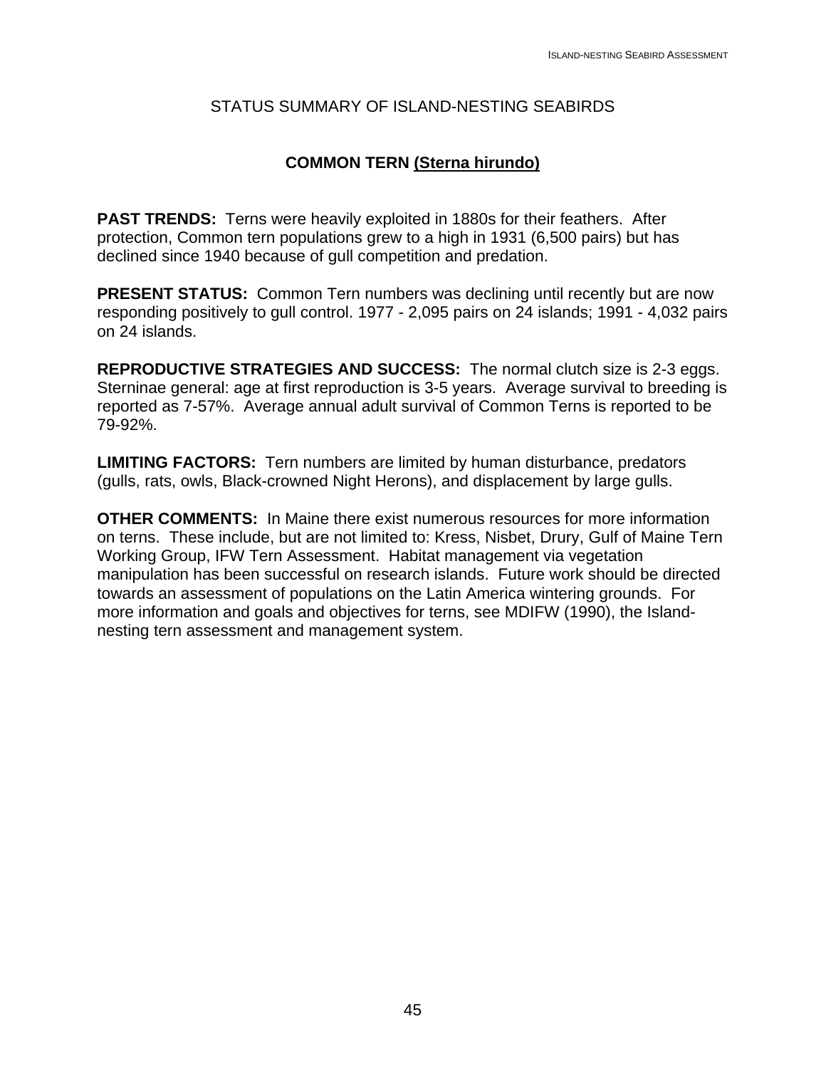## STATUS SUMMARY OF ISLAND-NESTING SEABIRDS

### COMMON TERN (Sterna hirundo)

**PAST TRENDS:** Terns were heavily exploited in 1880s for their feathers. After protection, Common tern populations grew to a high in 1931 (6,500 pairs) but has declined since 1940 because of gull competition and predation.

**PRESENT STATUS:** Common Tern numbers was declining until recently but are now responding positively to gull control. 1977 - 2,095 pairs on 24 islands; 1991 - 4,032 pairs on 24 islands.

**REPRODUCTIVE STRATEGIES AND SUCCESS:** The normal clutch size is 2-3 eggs. Sterninae general: age at first reproduction is 3-5 years. Average survival to breeding is reported as 7-57%. Average annual adult survival of Common Terns is reported to be 79-92%.

**LIMITING FACTORS:** Tern numbers are limited by human disturbance, predators (gulls, rats, owls, Black-crowned Night Herons), and displacement by large gulls.

**OTHER COMMENTS:** In Maine there exist numerous resources for more information on terns. These include, but are not limited to: Kress, Nisbet, Drury, Gulf of Maine Tern Working Group, IFW Tern Assessment. Habitat management via vegetation manipulation has been successful on research islands. Future work should be directed towards an assessment of populations on the Latin America wintering grounds. For more information and goals and objectives for terns, see MDIFW (1990), the Island-nesting tern assessment and management system.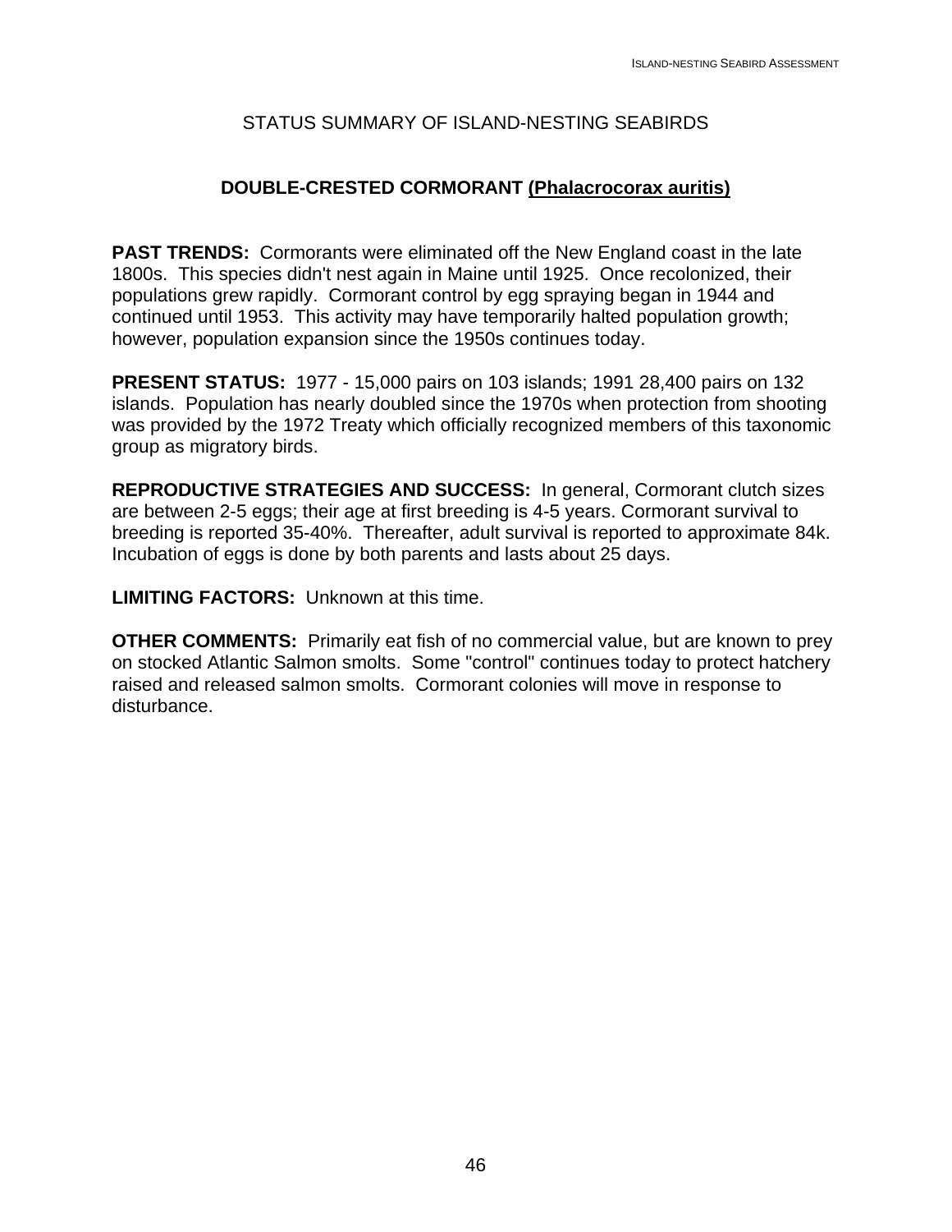# STATUS SUMMARY OF ISLAND-NESTING SEABIRDS

## DOUBLE-CRESTED CORMORANT (Phalacrocorax auritis)

**PAST TRENDS:** Cormorants were eliminated off the New England coast in the late 1800s. This species didn't nest again in Maine until 1925. Once recolonized, their populations grew rapidly. Cormorant control by egg spraying began in 1944 and continued until 1953. This activity may have temporarily halted population growth; however, population expansion since the 1950s continues today.

**PRESENT STATUS:** 1977 - 15,000 pairs on 103 islands; 1991 28,400 pairs on 132 islands. Population has nearly doubled since the 1970s when protection from shooting was provided by the 1972 Treaty which officially recognized members of this taxonomic group as migratory birds.

**REPRODUCTIVE STRATEGIES AND SUCCESS:** In general, Cormorant clutch sizes are between 2-5 eggs; their age at first breeding is 4-5 years. Cormorant survival to breeding is reported 35-40%. Thereafter, adult survival is reported to approximate 84k. Incubation of eggs is done by both parents and lasts about 25 days.

**LIMITING FACTORS:** Unknown at this time.

**OTHER COMMENTS:** Primarily eat fish of no commercial value, but are known to prey on stocked Atlantic Salmon smolts. Some "control" continues today to protect hatchery raised and released salmon smolts. Cormorant colonies will move in response to disturbance.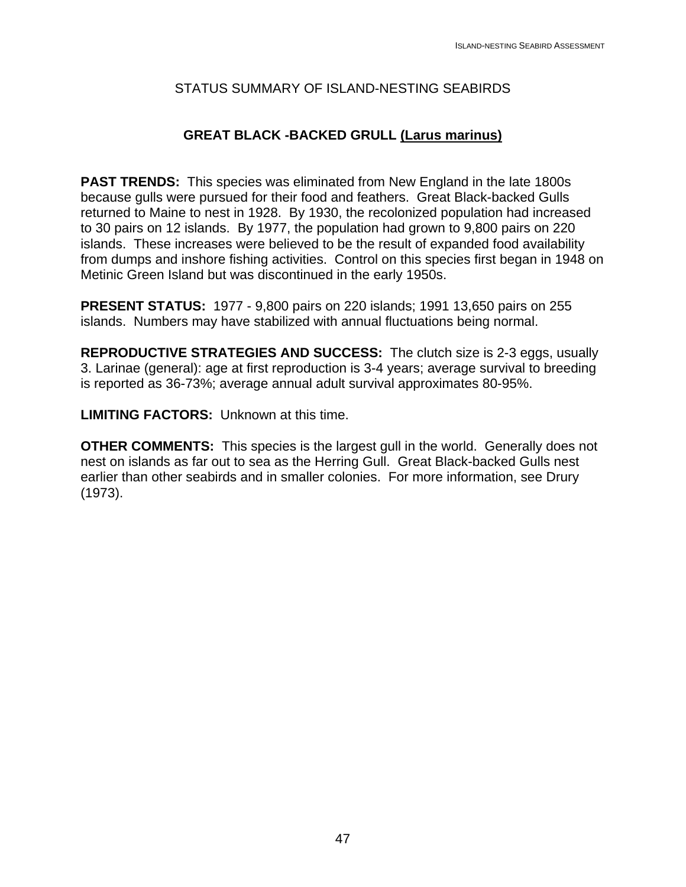## STATUS SUMMARY OF ISLAND-NESTING SEABIRDS

### GREAT BLACK -BACKED GRULL (Larus marinus)

**PAST TRENDS:** This species was eliminated from New England in the late 1800s because gulls were pursued for their food and feathers. Great Black-backed Gulls returned to Maine to nest in 1928. By 1930, the recolonized population had increased to 30 pairs on 12 islands. By 1977, the population had grown to 9,800 pairs on 220 islands. These increases were believed to be the result of expanded food availability from dumps and inshore fishing activities. Control on this species first began in 1948 on Metinic Green Island but was discontinued in the early 1950s.

**PRESENT STATUS:** 1977 - 9,800 pairs on 220 islands; 1991 13,650 pairs on 255 islands. Numbers may have stabilized with annual fluctuations being normal.

**REPRODUCTIVE STRATEGIES AND SUCCESS:** The clutch size is 2-3 eggs, usually 3. Larinae (general): age at first reproduction is 3-4 years; average survival to breeding is reported as 36-73%; average annual adult survival approximates 80-95%.

**LIMITING FACTORS:** Unknown at this time.

**OTHER COMMENTS:** This species is the largest gull in the world. Generally does not nest on islands as far out to sea as the Herring Gull. Great Black-backed Gulls nest earlier than other seabirds and in smaller colonies. For more information, see Drury (1973).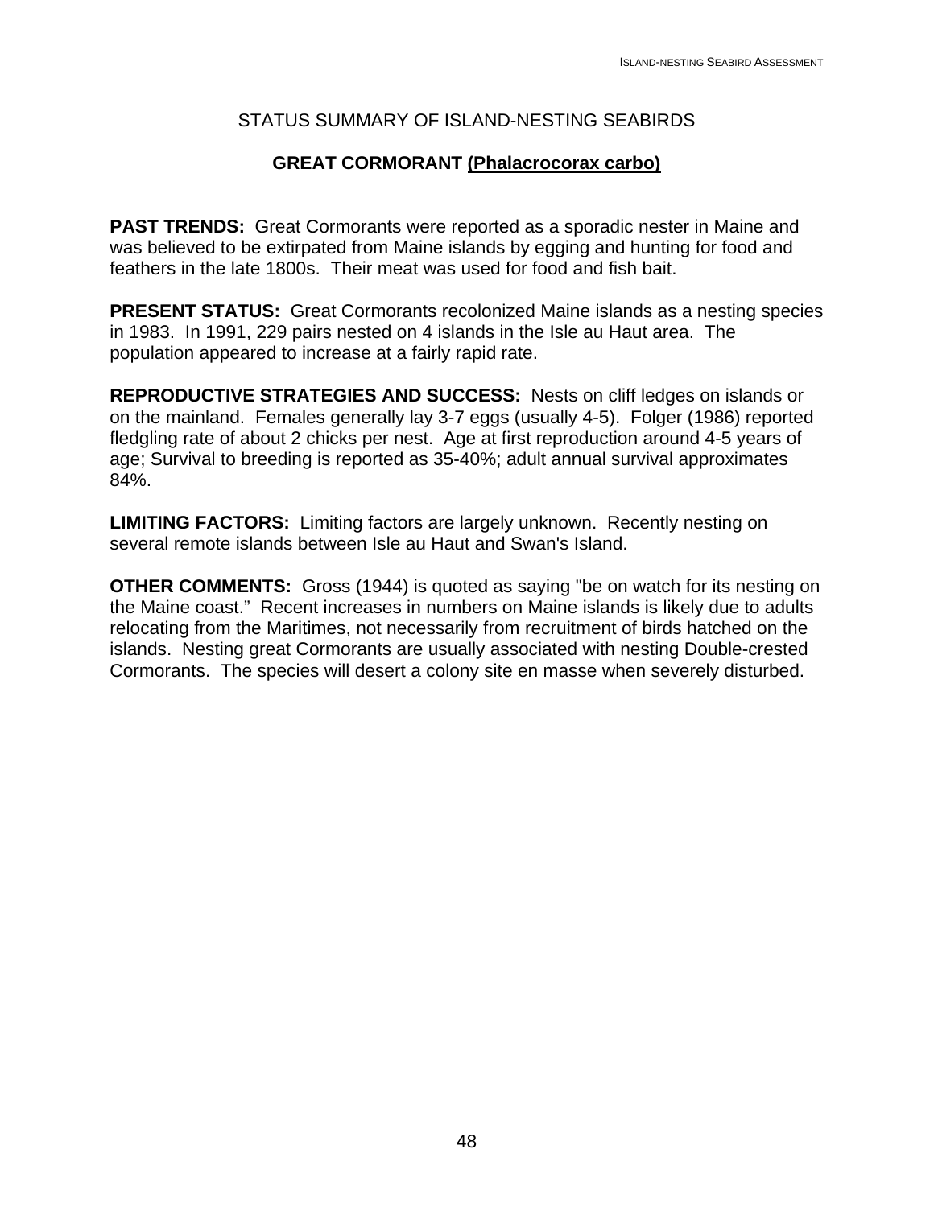## STATUS SUMMARY OF ISLAND-NESTING SEABIRDS

### GREAT CORMORANT (Phalacrocorax carbo)

**PAST TRENDS:** Great Cormorants were reported as a sporadic nester in Maine and was believed to be extirpated from Maine islands by egging and hunting for food and feathers in the late 1800s. Their meat was used for food and fish bait.

**PRESENT STATUS:** Great Cormorants recolonized Maine islands as a nesting species in 1983. In 1991, 229 pairs nested on 4 islands in the Isle au Haut area. The population appeared to increase at a fairly rapid rate.

**REPRODUCTIVE STRATEGIES AND SUCCESS:** Nests on cliff ledges on islands or on the mainland. Females generally lay 3-7 eggs (usually 4-5). Folger (1986) reported fledgling rate of about 2 chicks per nest. Age at first reproduction around 4-5 years of age; Survival to breeding is reported as 35-40%; adult annual survival approximates 84%.

**LIMITING FACTORS:** Limiting factors are largely unknown. Recently nesting on several remote islands between Isle au Haut and Swan's Island.

**OTHER COMMENTS:** Gross (1944) is quoted as saying "be on watch for its nesting on the Maine coast." Recent increases in numbers on Maine islands is likely due to adults relocating from the Maritimes, not necessarily from recruitment of birds hatched on the islands. Nesting great Cormorants are usually associated with nesting Double-crested Cormorants. The species will desert a colony site en masse when severely disturbed.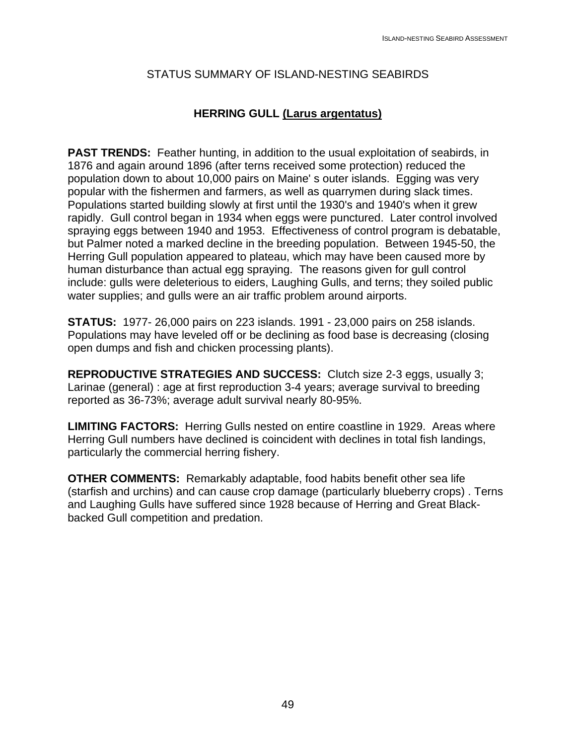## STATUS SUMMARY OF ISLAND-NESTING SEABIRDS

### HERRING GULL (Larus argentatus)

**PAST TRENDS:** Feather hunting, in addition to the usual exploitation of seabirds, in 1876 and again around 1896 (after terns received some protection) reduced the population down to about 10,000 pairs on Maine' s outer islands. Egging was very popular with the fishermen and farmers, as well as quarrymen during slack times. Populations started building slowly at first until the 1930's and 1940's when it grew rapidly. Gull control began in 1934 when eggs were punctured. Later control involved spraying eggs between 1940 and 1953. Effectiveness of control program is debatable, but Palmer noted a marked decline in the breeding population. Between 1945-50, the Herring Gull population appeared to plateau, which may have been caused more by human disturbance than actual egg spraying. The reasons given for gull control include: gulls were deleterious to eiders, Laughing Gulls, and terns; they soiled public water supplies; and gulls were an air traffic problem around airports.

**STATUS:** 1977- 26,000 pairs on 223 islands. 1991 - 23,000 pairs on 258 islands. Populations may have leveled off or be declining as food base is decreasing (closing open dumps and fish and chicken processing plants).

**REPRODUCTIVE STRATEGIES AND SUCCESS:** Clutch size 2-3 eggs, usually 3; Larinae (general) : age at first reproduction 3-4 years; average survival to breeding reported as 36-73%; average adult survival nearly 80-95%.

**LIMITING FACTORS:** Herring Gulls nested on entire coastline in 1929. Areas where Herring Gull numbers have declined is coincident with declines in total fish landings, particularly the commercial herring fishery.

**OTHER COMMENTS:** Remarkably adaptable, food habits benefit other sea life (starfish and urchins) and can cause crop damage (particularly blueberry crops) . Terns and Laughing Gulls have suffered since 1928 because of Herring and Great Black-backed Gull competition and predation.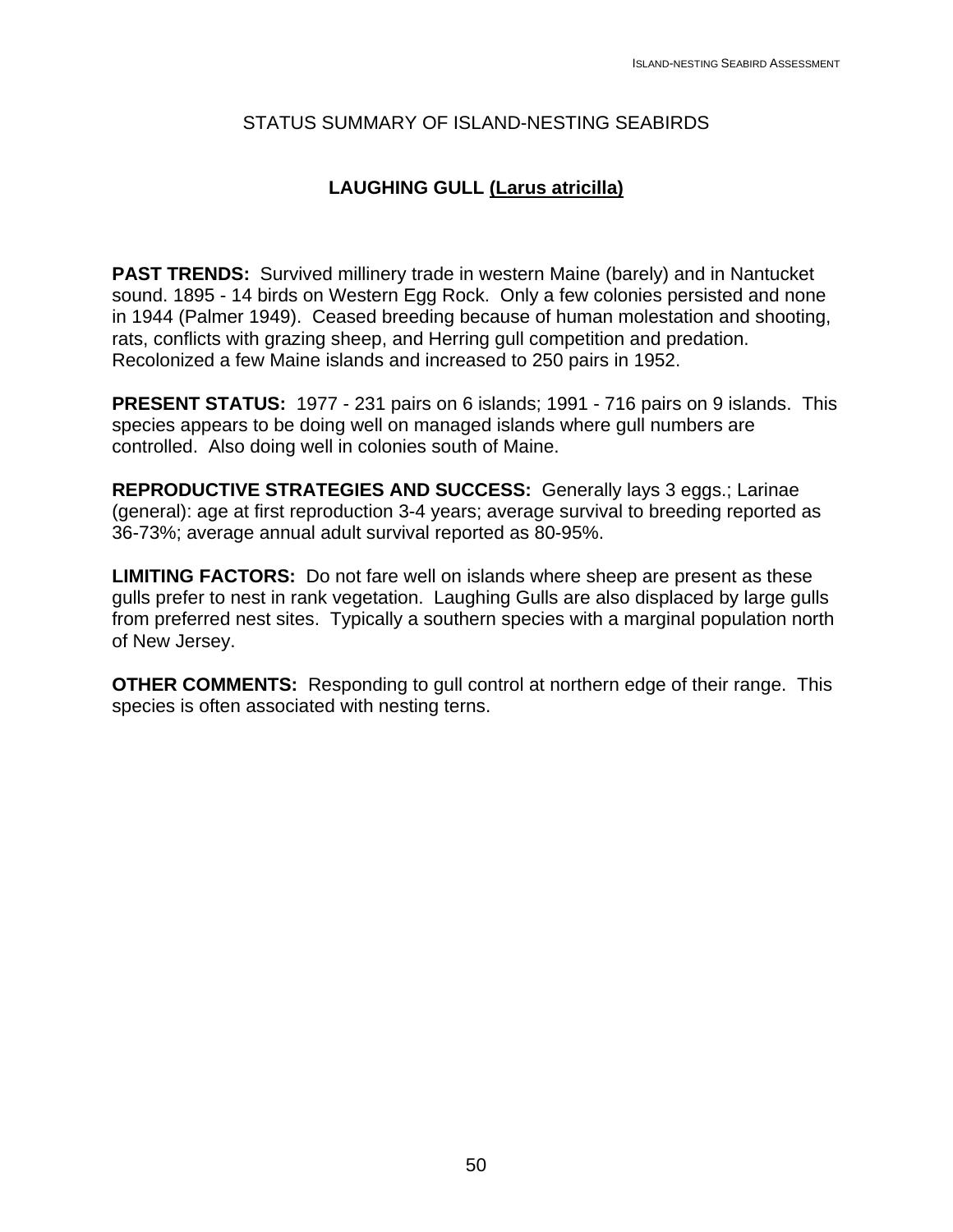## STATUS SUMMARY OF ISLAND-NESTING SEABIRDS

### LAUGHING GULL (Larus atricilla)

**PAST TRENDS:** Survived millinery trade in western Maine (barely) and in Nantucket sound. 1895 - 14 birds on Western Egg Rock. Only a few colonies persisted and none in 1944 (Palmer 1949). Ceased breeding because of human molestation and shooting, rats, conflicts with grazing sheep, and Herring gull competition and predation. Recolonized a few Maine islands and increased to 250 pairs in 1952.

**PRESENT STATUS:** 1977 - 231 pairs on 6 islands; 1991 - 716 pairs on 9 islands. This species appears to be doing well on managed islands where gull numbers are controlled. Also doing well in colonies south of Maine.

**REPRODUCTIVE STRATEGIES AND SUCCESS:** Generally lays 3 eggs.; Larinae (general): age at first reproduction 3-4 years; average survival to breeding reported as 36-73%; average annual adult survival reported as 80-95%.

**LIMITING FACTORS:** Do not fare well on islands where sheep are present as these gulls prefer to nest in rank vegetation. Laughing Gulls are also displaced by large gulls from preferred nest sites. Typically a southern species with a marginal population north of New Jersey.

**OTHER COMMENTS:** Responding to gull control at northern edge of their range. This species is often associated with nesting terns.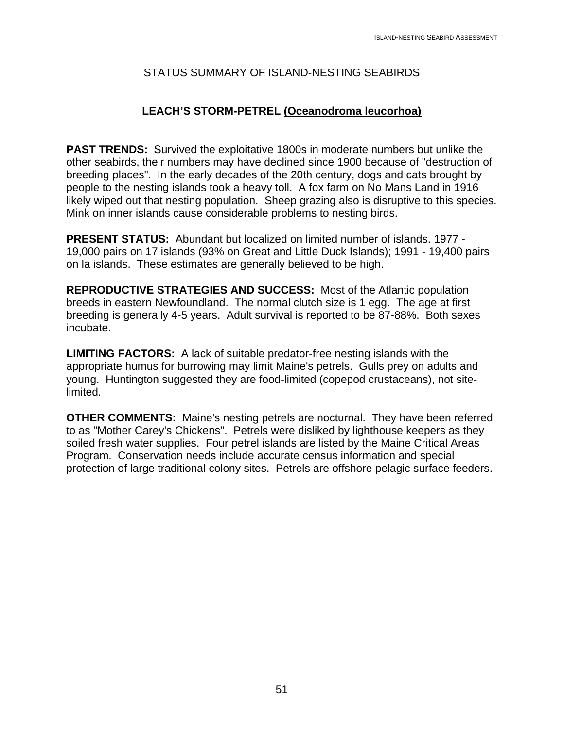STATUS SUMMARY OF ISLAND-NESTING SEABIRDS

## LEACH'S STORM-PETREL (Oceanodroma leucorhoa)

**PAST TRENDS:** Survived the exploitative 1800s in moderate numbers but unlike the other seabirds, their numbers may have declined since 1900 because of "destruction of breeding places". In the early decades of the 20th century, dogs and cats brought by people to the nesting islands took a heavy toll. A fox farm on No Mans Land in 1916 likely wiped out that nesting population. Sheep grazing also is disruptive to this species. Mink on inner islands cause considerable problems to nesting birds.

**PRESENT STATUS:** Abundant but localized on limited number of islands. 1977 - 19,000 pairs on 17 islands (93% on Great and Little Duck Islands); 1991 - 19,400 pairs on la islands. These estimates are generally believed to be high.

**REPRODUCTIVE STRATEGIES AND SUCCESS:** Most of the Atlantic population breeds in eastern Newfoundland. The normal clutch size is 1 egg. The age at first breeding is generally 4-5 years. Adult survival is reported to be 87-88%. Both sexes incubate.

**LIMITING FACTORS:** A lack of suitable predator-free nesting islands with the appropriate humus for burrowing may limit Maine's petrels. Gulls prey on adults and young. Huntington suggested they are food-limited (copepod crustaceans), not site-limited.

**OTHER COMMENTS:** Maine's nesting petrels are nocturnal. They have been referred to as "Mother Carey's Chickens". Petrels were disliked by lighthouse keepers as they soiled fresh water supplies. Four petrel islands are listed by the Maine Critical Areas Program. Conservation needs include accurate census information and special protection of large traditional colony sites. Petrels are offshore pelagic surface feeders.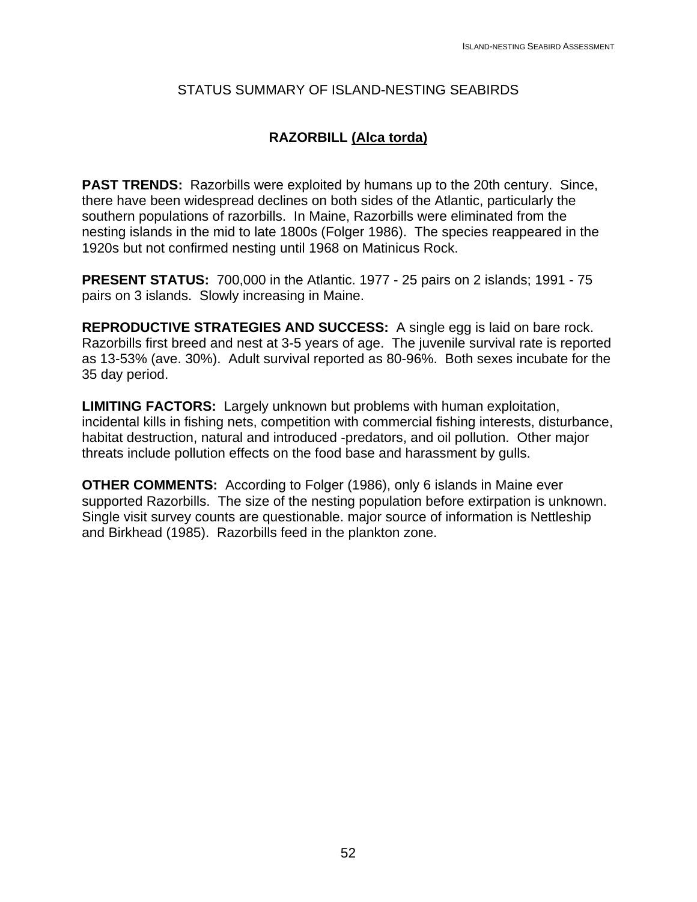## STATUS SUMMARY OF ISLAND-NESTING SEABIRDS

### RAZORBILL (Alca torda)

**PAST TRENDS:** Razorbills were exploited by humans up to the 20th century. Since, there have been widespread declines on both sides of the Atlantic, particularly the southern populations of razorbills. In Maine, Razorbills were eliminated from the nesting islands in the mid to late 1800s (Folger 1986). The species reappeared in the 1920s but not confirmed nesting until 1968 on Matinicus Rock.

**PRESENT STATUS:** 700,000 in the Atlantic. 1977 - 25 pairs on 2 islands; 1991 - 75 pairs on 3 islands. Slowly increasing in Maine.

**REPRODUCTIVE STRATEGIES AND SUCCESS:** A single egg is laid on bare rock. Razorbills first breed and nest at 3-5 years of age. The juvenile survival rate is reported as 13-53% (ave. 30%). Adult survival reported as 80-96%. Both sexes incubate for the 35 day period.

**LIMITING FACTORS:** Largely unknown but problems with human exploitation, incidental kills in fishing nets, competition with commercial fishing interests, disturbance, habitat destruction, natural and introduced -predators, and oil pollution. Other major threats include pollution effects on the food base and harassment by gulls.

**OTHER COMMENTS:** According to Folger (1986), only 6 islands in Maine ever supported Razorbills. The size of the nesting population before extirpation is unknown. Single visit survey counts are questionable. major source of information is Nettleship and Birkhead (1985). Razorbills feed in the plankton zone.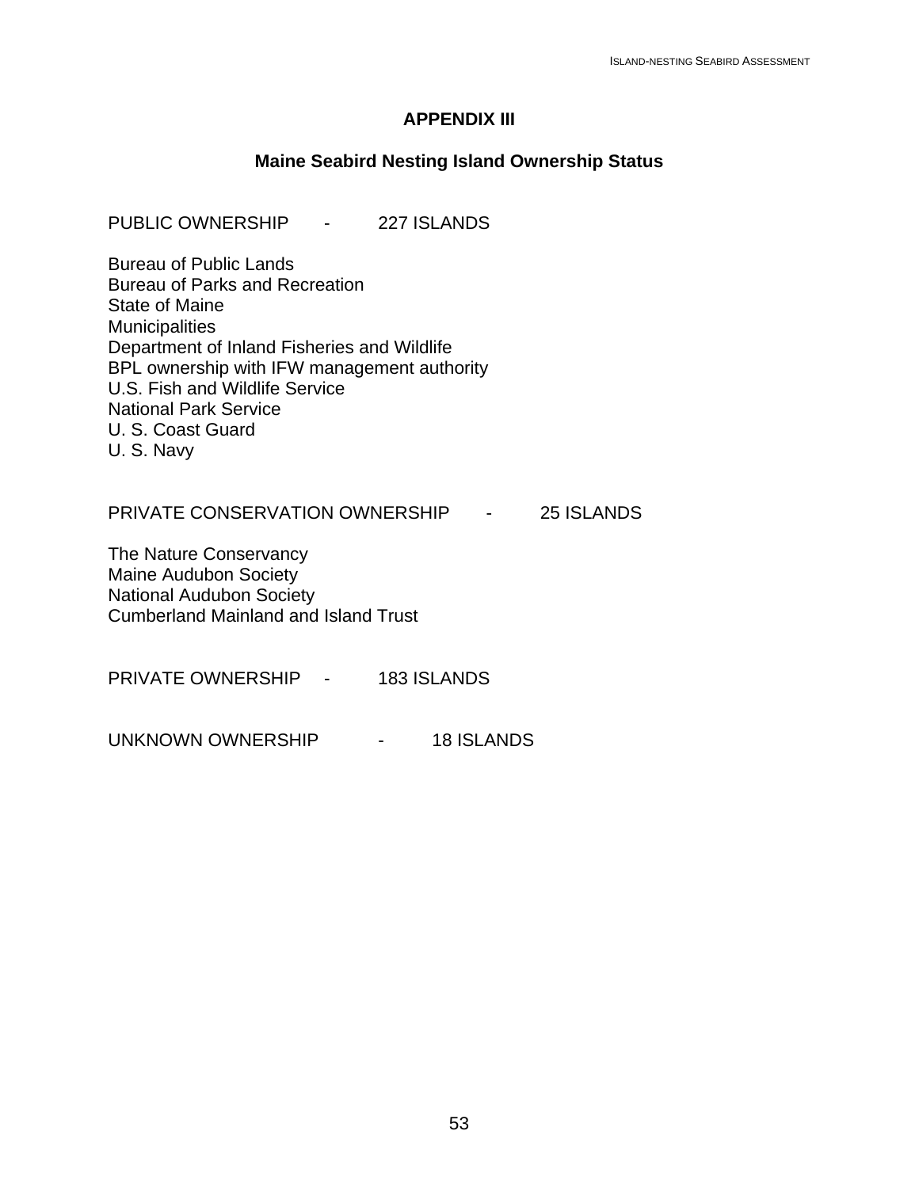# APPENDIX III

## Maine Seabird Nesting Island Ownership Status

PUBLIC OWNERSHIP - 227 ISLANDS

Bureau of Public Lands
Bureau of Parks and Recreation
State of Maine
Municipalities
Department of Inland Fisheries and Wildlife
BPL ownership with IFW management authority
U.S. Fish and Wildlife Service
National Park Service
U. S. Coast Guard
U. S. Navy

PRIVATE CONSERVATION OWNERSHIP - 25 ISLANDS

The Nature Conservancy
Maine Audubon Society
National Audubon Society
Cumberland Mainland and Island Trust

PRIVATE OWNERSHIP - 183 ISLANDS

UNKNOWN OWNERSHIP - 18 ISLANDS